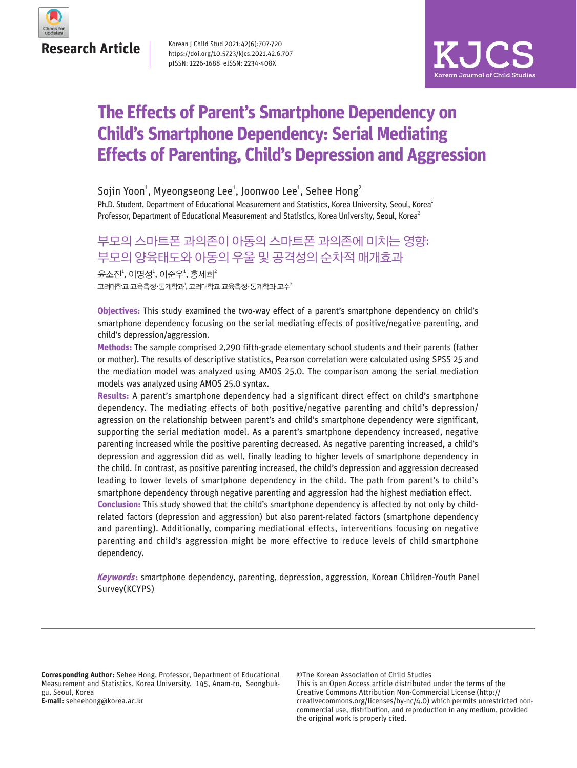**Research Article**

Korean J Child Stud 2021;42(6):707-720
https://doi.org/10.5723/kjcs.2021.42.6.707
pISSN: 1226-1688 eISSN: 2234-408X

# The Effects of Parent's Smartphone Dependency on Child's Smartphone Dependency: Serial Mediating Effects of Parenting, Child's Depression and Aggression

Sojin Yoon[1], Myeongseong Lee[1], Joonwoo Lee[1], Sehee Hong[2]

Ph.D. Student, Department of Educational Measurement and Statistics, Korea University, Seoul, Korea[1]
Professor, Department of Educational Measurement and Statistics, Korea University, Seoul, Korea[2]

## 부모의 스마트폰 과의존이 아동의 스마트폰 과의존에 미치는 영향: 부모의 양육태도와 아동의 우울 및 공격성의 순차적 매개효과

윤소진[1], 이명성[1], 이준우[1], 홍세희[2]

고려대학교 교육측정·통계학과[1], 고려대학교 교육측정·통계학과 교수[2]

**Objectives:** This study examined the two-way effect of a parent's smartphone dependency on child's smartphone dependency focusing on the serial mediating effects of positive/negative parenting, and child's depression/aggression.

**Methods:** The sample comprised 2,290 fifth-grade elementary school students and their parents (father or mother). The results of descriptive statistics, Pearson correlation were calculated using SPSS 25 and the mediation model was analyzed using AMOS 25.0. The comparison among the serial mediation models was analyzed using AMOS 25.0 syntax.

**Results:** A parent's smartphone dependency had a significant direct effect on child's smartphone dependency. The mediating effects of both positive/negative parenting and child's depression/agression on the relationship between parent's and child's smartphone dependency were significant, supporting the serial mediation model. As a parent's smartphone dependency increased, negative parenting increased while the positive parenting decreased. As negative parenting increased, a child's depression and aggression did as well, finally leading to higher levels of smartphone dependency in the child. In contrast, as positive parenting increased, the child's depression and aggression decreased leading to lower levels of smartphone dependency in the child. The path from parent's to child's smartphone dependency through negative parenting and aggression had the highest mediation effect.

**Conclusion:** This study showed that the child's smartphone dependency is affected by not only by child-related factors (depression and aggression) but also parent-related factors (smartphone dependency and parenting). Additionally, comparing mediational effects, interventions focusing on negative parenting and child's aggression might be more effective to reduce levels of child smartphone dependency.

***Keywords*:** smartphone dependency, parenting, depression, aggression, Korean Children-Youth Panel Survey(KCYPS)

---

**Corresponding Author:** Sehee Hong, Professor, Department of Educational Measurement and Statistics, Korea University, 145, Anam-ro, Seongbuk-gu, Seoul, Korea
**E-mail:** seheehong@korea.ac.kr

©The Korean Association of Child Studies
This is an Open Access article distributed under the terms of the Creative Commons Attribution Non-Commercial License (http://creativecommons.org/licenses/by-nc/4.0) which permits unrestricted non-commercial use, distribution, and reproduction in any medium, provided the original work is properly cited.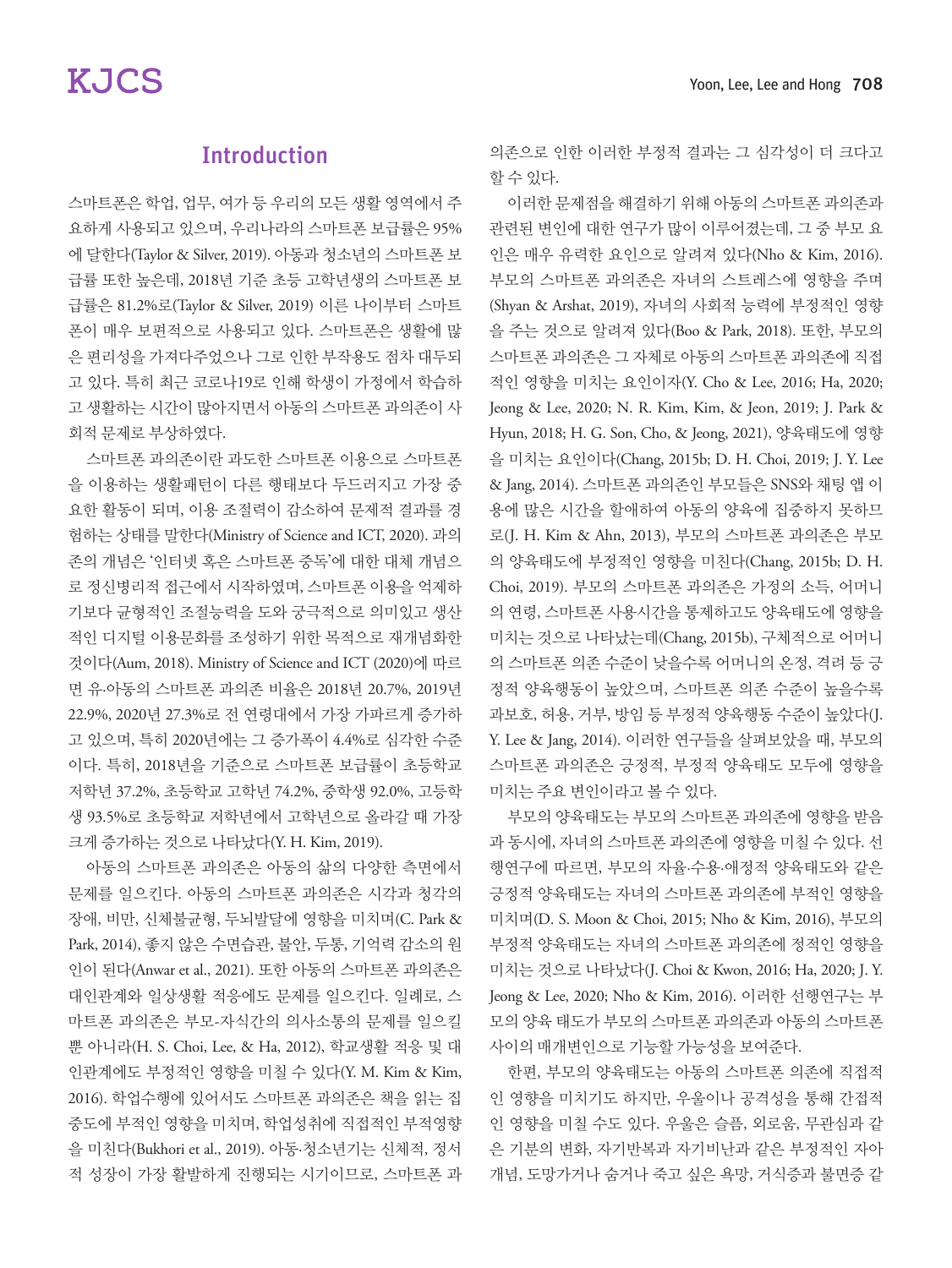## Introduction

스마트폰은 학업, 업무, 여가 등 우리의 모든 생활 영역에서 주요하게 사용되고 있으며, 우리나라의 스마트폰 보급률은 95%에 달한다(Taylor & Silver, 2019). 아동과 청소년의 스마트폰 보급률 또한 높은데, 2018년 기준 초등 고학년생의 스마트폰 보급률은 81.2%로(Taylor & Silver, 2019) 이른 나이부터 스마트폰이 매우 보편적으로 사용되고 있다. 스마트폰은 생활에 많은 편리성을 가져다주었으나 그로 인한 부작용도 점차 대두되고 있다. 특히 최근 코로나19로 인해 학생이 가정에서 학습하고 생활하는 시간이 많아지면서 아동의 스마트폰 과의존이 사회적 문제로 부상하였다.

스마트폰 과의존이란 과도한 스마트폰 이용으로 스마트폰을 이용하는 생활패턴이 다른 행태보다 두드러지고 가장 중요한 활동이 되며, 이용 조절력이 감소하여 문제적 결과를 경험하는 상태를 말한다(Ministry of Science and ICT, 2020). 과의존의 개념은 '인터넷 혹은 스마트폰 중독'에 대한 대체 개념으로 정신병리적 접근에서 시작하였으며, 스마트폰 이용을 억제하기보다 균형적인 조절능력을 도와 궁극적으로 의미있고 생산적인 디지털 이용문화를 조성하기 위한 목적으로 재개념화한 것이다(Aum, 2018). Ministry of Science and ICT (2020)에 따르면 유·아동의 스마트폰 과의존 비율은 2018년 20.7%, 2019년 22.9%, 2020년 27.3%로 전 연령대에서 가장 가파르게 증가하고 있으며, 특히 2020년에는 그 증가폭이 4.4%로 심각한 수준이다. 특히, 2018년을 기준으로 스마트폰 보급률이 초등학교 저학년 37.2%, 초등학교 고학년 74.2%, 중학생 92.0%, 고등학생 93.5%로 초등학교 저학년에서 고학년으로 올라갈 때 가장 크게 증가하는 것으로 나타났다(Y. H. Kim, 2019).

아동의 스마트폰 과의존은 아동의 삶의 다양한 측면에서 문제를 일으킨다. 아동의 스마트폰 과의존은 시각과 청각의 장애, 비만, 신체불균형, 두뇌발달에 영향을 미치며(C. Park & Park, 2014), 좋지 않은 수면습관, 불안, 두통, 기억력 감소의 원인이 된다(Anwar et al., 2021). 또한 아동의 스마트폰 과의존은 대인관계와 일상생활 적응에도 문제를 일으킨다. 일례로, 스마트폰 과의존은 부모-자식간의 의사소통의 문제를 일으킬 뿐 아니라(H. S. Choi, Lee, & Ha, 2012), 학교생활 적응 및 대인관계에도 부정적인 영향을 미칠 수 있다(Y. M. Kim & Kim, 2016). 학업수행에 있어서도 스마트폰 과의존은 책을 읽는 집중도에 부적인 영향을 미치며, 학업성취에 직접적인 부적영향을 미친다(Bukhori et al., 2019). 아동·청소년기는 신체적, 정서적 성장이 가장 활발하게 진행되는 시기이므로, 스마트폰 과의존으로 인한 이러한 부정적 결과는 그 심각성이 더 크다고 할 수 있다.

이러한 문제점을 해결하기 위해 아동의 스마트폰 과의존과 관련된 변인에 대한 연구가 많이 이루어졌는데, 그 중 부모 요인은 매우 유력한 요인으로 알려져 있다(Nho & Kim, 2016). 부모의 스마트폰 과의존은 자녀의 스트레스에 영향을 주며(Shyan & Arshat, 2019), 자녀의 사회적 능력에 부정적인 영향을 주는 것으로 알려져 있다(Boo & Park, 2018). 또한, 부모의 스마트폰 과의존은 그 자체로 아동의 스마트폰 과의존에 직접적인 영향을 미치는 요인이자(Y. Cho & Lee, 2016; Ha, 2020; Jeong & Lee, 2020; N. R. Kim, Kim, & Jeon, 2019; J. Park & Hyun, 2018; H. G. Son, Cho, & Jeong, 2021), 양육태도에 영향을 미치는 요인이다(Chang, 2015b; D. H. Choi, 2019; J. Y. Lee & Jang, 2014). 스마트폰 과의존인 부모들은 SNS와 채팅 앱 이용에 많은 시간을 할애하여 아동의 양육에 집중하지 못하므로(J. H. Kim & Ahn, 2013), 부모의 스마트폰 과의존은 부모의 양육태도에 부정적인 영향을 미친다(Chang, 2015b; D. H. Choi, 2019). 부모의 스마트폰 과의존은 가정의 소득, 어머니의 연령, 스마트폰 사용시간을 통제하고도 양육태도에 영향을 미치는 것으로 나타났는데(Chang, 2015b), 구체적으로 어머니의 스마트폰 의존 수준이 낮을수록 어머니의 온정, 격려 등 긍정적 양육행동이 높았으며, 스마트폰 의존 수준이 높을수록 과보호, 허용, 거부, 방임 등 부정적 양육행동 수준이 높았다(J. Y. Lee & Jang, 2014). 이러한 연구들을 살펴보았을 때, 부모의 스마트폰 과의존은 긍정적, 부정적 양육태도 모두에 영향을 미치는 주요 변인이라고 볼 수 있다.

부모의 양육태도는 부모의 스마트폰 과의존에 영향을 받음과 동시에, 자녀의 스마트폰 과의존에 영향을 미칠 수 있다. 선행연구에 따르면, 부모의 자율·수용·애정적 양육태도와 같은 긍정적 양육태도는 자녀의 스마트폰 과의존에 부적인 영향을 미치며(D. S. Moon & Choi, 2015; Nho & Kim, 2016), 부모의 부정적 양육태도는 자녀의 스마트폰 과의존에 정적인 영향을 미치는 것으로 나타났다(J. Choi & Kwon, 2016; Ha, 2020; J. Y. Jeong & Lee, 2020; Nho & Kim, 2016). 이러한 선행연구는 부모의 양육 태도가 부모의 스마트폰 과의존과 아동의 스마트폰 사이의 매개변인으로 기능할 가능성을 보여준다.

한편, 부모의 양육태도는 아동의 스마트폰 의존에 직접적인 영향을 미치기도 하지만, 우울이나 공격성을 통해 간접적인 영향을 미칠 수도 있다. 우울은 슬픔, 외로움, 무관심과 같은 기분의 변화, 자기반복과 자기비난과 같은 부정적인 자아개념, 도망가거나 숨거나 죽고 싶은 욕망, 거식증과 불면증 같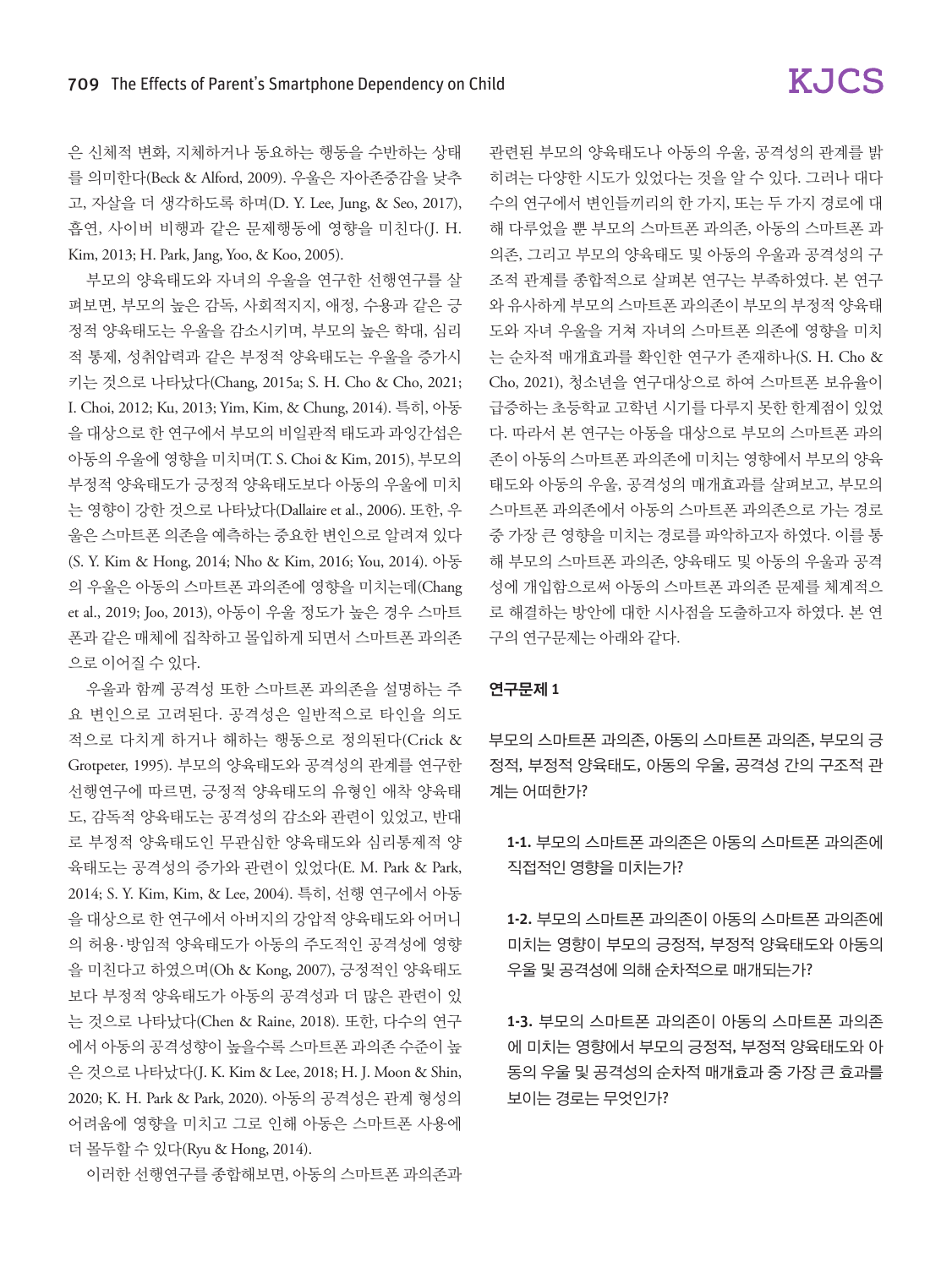은 신체적 변화, 지체하거나 동요하는 행동을 수반하는 상태를 의미한다(Beck & Alford, 2009). 우울은 자아존중감을 낮추고, 자살을 더 생각하도록 하며(D. Y. Lee, Jung, & Seo, 2017), 흡연, 사이버 비행과 같은 문제행동에 영향을 미친다(J. H. Kim, 2013; H. Park, Jang, Yoo, & Koo, 2005).

부모의 양육태도와 자녀의 우울을 연구한 선행연구를 살펴보면, 부모의 높은 감독, 사회적지지, 애정, 수용과 같은 긍정적 양육태도는 우울을 감소시키며, 부모의 높은 학대, 심리적 통제, 성취압력과 같은 부정적 양육태도는 우울을 증가시키는 것으로 나타났다(Chang, 2015a; S. H. Cho & Cho, 2021; I. Choi, 2012; Ku, 2013; Yim, Kim, & Chung, 2014). 특히, 아동을 대상으로 한 연구에서 부모의 비일관적 태도와 과잉간섭은 아동의 우울에 영향을 미치며(T. S. Choi & Kim, 2015), 부모의 부정적 양육태도가 긍정적 양육태도보다 아동의 우울에 미치는 영향이 강한 것으로 나타났다(Dallaire et al., 2006). 또한, 우울은 스마트폰 의존을 예측하는 중요한 변인으로 알려져 있다(S. Y. Kim & Hong, 2014; Nho & Kim, 2016; You, 2014). 아동의 우울은 아동의 스마트폰 과의존에 영향을 미치는데(Chang et al., 2019; Joo, 2013), 아동이 우울 정도가 높은 경우 스마트폰과 같은 매체에 집착하고 몰입하게 되면서 스마트폰 과의존으로 이어질 수 있다.

우울과 함께 공격성 또한 스마트폰 과의존을 설명하는 주요 변인으로 고려된다. 공격성은 일반적으로 타인을 의도적으로 다치게 하거나 해하는 행동으로 정의된다(Crick & Grotpeter, 1995). 부모의 양육태도와 공격성의 관계를 연구한 선행연구에 따르면, 긍정적 양육태도의 유형인 애착 양육태도, 감독적 양육태도는 공격성의 감소와 관련이 있었고, 반대로 부정적 양육태도인 무관심한 양육태도와 심리통제적 양육태도는 공격성의 증가와 관련이 있었다(E. M. Park & Park, 2014; S. Y. Kim, Kim, & Lee, 2004). 특히, 선행 연구에서 아동을 대상으로 한 연구에서 아버지의 강압적 양육태도와 어머니의 허용·방임적 양육태도가 아동의 주도적인 공격성에 영향을 미친다고 하였으며(Oh & Kong, 2007), 긍정적인 양육태도보다 부정적 양육태도가 아동의 공격성과 더 많은 관련이 있는 것으로 나타났다(Chen & Raine, 2018). 또한, 다수의 연구에서 아동의 공격성향이 높을수록 스마트폰 과의존 수준이 높은 것으로 나타났다(J. K. Kim & Lee, 2018; H. J. Moon & Shin, 2020; K. H. Park & Park, 2020). 아동의 공격성은 관계 형성의 어려움에 영향을 미치고 그로 인해 아동은 스마트폰 사용에 더 몰두할 수 있다(Ryu & Hong, 2014).

이러한 선행연구를 종합해보면, 아동의 스마트폰 과의존과 관련된 부모의 양육태도나 아동의 우울, 공격성의 관계를 밝히려는 다양한 시도가 있었다는 것을 알 수 있다. 그러나 대다수의 연구에서 변인들끼리의 한 가지, 또는 두 가지 경로에 대해 다루었을 뿐 부모의 스마트폰 과의존, 아동의 스마트폰 과의존, 그리고 부모의 양육태도 및 아동의 우울과 공격성의 구조적 관계를 종합적으로 살펴본 연구는 부족하였다. 본 연구와 유사하게 부모의 스마트폰 과의존이 부모의 부정적 양육태도와 자녀 우울을 거쳐 자녀의 스마트폰 의존에 영향을 미치는 순차적 매개효과를 확인한 연구가 존재하나(S. H. Cho & Cho, 2021), 청소년을 연구대상으로 하여 스마트폰 보유율이 급증하는 초등학교 고학년 시기를 다루지 못한 한계점이 있었다. 따라서 본 연구는 아동을 대상으로 부모의 스마트폰 과의존이 아동의 스마트폰 과의존에 미치는 영향에서 부모의 양육태도와 아동의 우울, 공격성의 매개효과를 살펴보고, 부모의 스마트폰 과의존에서 아동의 스마트폰 과의존으로 가는 경로 중 가장 큰 영향을 미치는 경로를 파악하고자 하였다. 이를 통해 부모의 스마트폰 과의존, 양육태도 및 아동의 우울과 공격성에 개입함으로써 아동의 스마트폰 과의존 문제를 체계적으로 해결하는 방안에 대한 시사점을 도출하고자 하였다. 본 연구의 연구문제는 아래와 같다.

**연구문제 1**

부모의 스마트폰 과의존, 아동의 스마트폰 과의존, 부모의 긍정적, 부정적 양육태도, 아동의 우울, 공격성 간의 구조적 관계는 어떠한가?

**1-1.** 부모의 스마트폰 과의존은 아동의 스마트폰 과의존에 직접적인 영향을 미치는가?

**1-2.** 부모의 스마트폰 과의존이 아동의 스마트폰 과의존에 미치는 영향이 부모의 긍정적, 부정적 양육태도와 아동의 우울 및 공격성에 의해 순차적으로 매개되는가?

**1-3.** 부모의 스마트폰 과의존이 아동의 스마트폰 과의존에 미치는 영향에서 부모의 긍정적, 부정적 양육태도와 아동의 우울 및 공격성의 순차적 매개효과 중 가장 큰 효과를 보이는 경로는 무엇인가?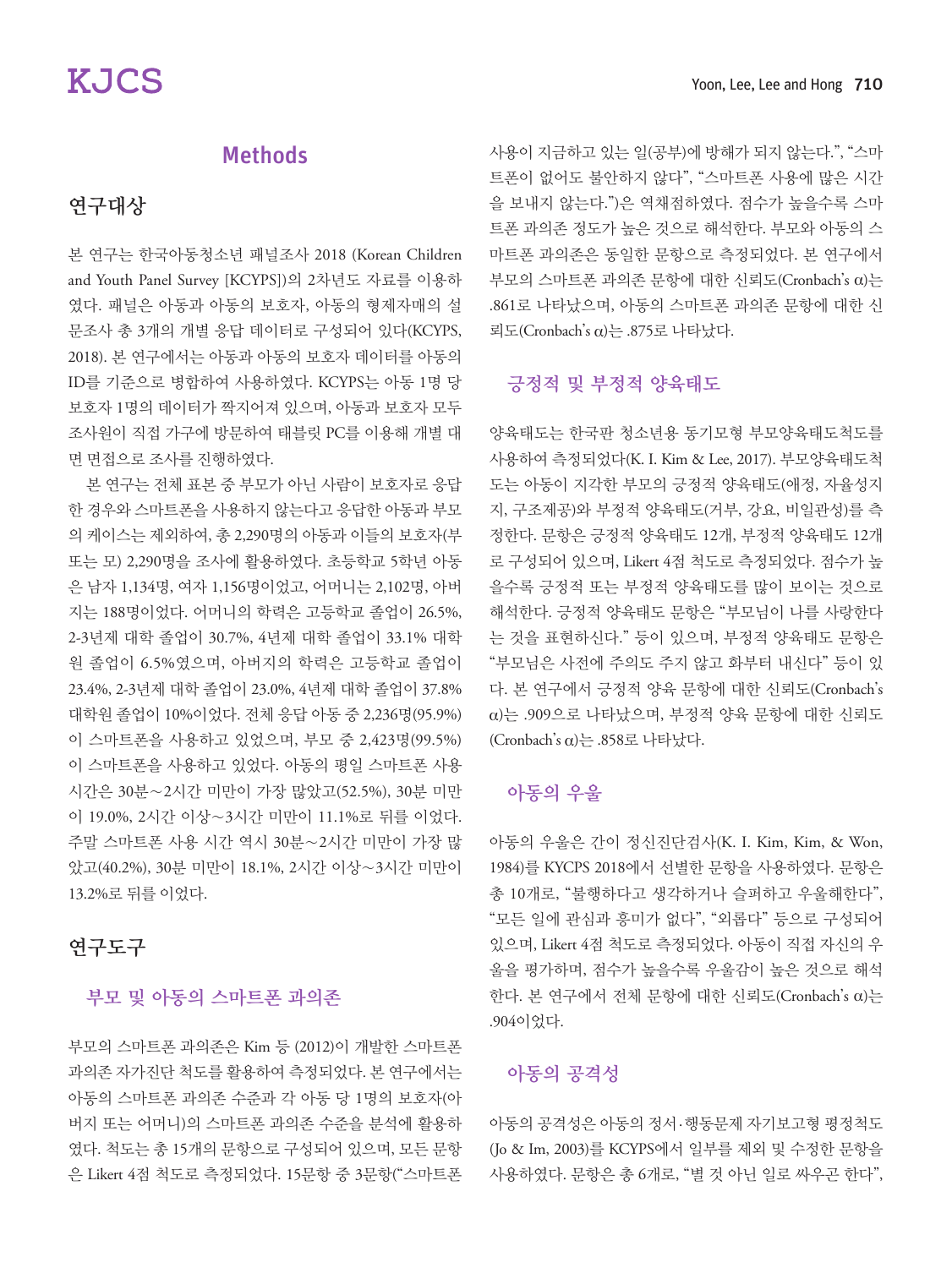## Methods

### 연구대상

본 연구는 한국아동청소년 패널조사 2018 (Korean Children and Youth Panel Survey [KCYPS])의 2차년도 자료를 이용하였다. 패널은 아동과 아동의 보호자, 아동의 형제자매의 설문조사 총 3개의 개별 응답 데이터로 구성되어 있다(KCYPS, 2018). 본 연구에서는 아동과 아동의 보호자 데이터를 아동의 ID를 기준으로 병합하여 사용하였다. KCYPS는 아동 1명 당 보호자 1명의 데이터가 짝지어져 있으며, 아동과 보호자 모두 조사원이 직접 가구에 방문하여 태블릿 PC를 이용해 개별 대면 면접으로 조사를 진행하였다.

본 연구는 전체 표본 중 부모가 아닌 사람이 보호자로 응답한 경우와 스마트폰을 사용하지 않는다고 응답한 아동과 부모의 케이스는 제외하여, 총 2,290명의 아동과 이들의 보호자(부 또는 모) 2,290명을 조사에 활용하였다. 초등학교 5학년 아동은 남자 1,134명, 여자 1,156명이었고, 어머니는 2,102명, 아버지는 188명이었다. 어머니의 학력은 고등학교 졸업이 26.5%, 2-3년제 대학 졸업이 30.7%, 4년제 대학 졸업이 33.1% 대학원 졸업이 6.5%였으며, 아버지의 학력은 고등학교 졸업이 23.4%, 2-3년제 대학 졸업이 23.0%, 4년제 대학 졸업이 37.8% 대학원 졸업이 10%이었다. 전체 응답 아동 중 2,236명(95.9%)이 스마트폰을 사용하고 있었으며, 부모 중 2,423명(99.5%)이 스마트폰을 사용하고 있었다. 아동의 평일 스마트폰 사용 시간은 30분~2시간 미만이 가장 많았고(52.5%), 30분 미만이 19.0%, 2시간 이상~3시간 미만이 11.1%로 뒤를 이었다. 주말 스마트폰 사용 시간 역시 30분~2시간 미만이 가장 많았고(40.2%), 30분 미만이 18.1%, 2시간 이상~3시간 미만이 13.2%로 뒤를 이었다.

### 연구도구

#### 부모 및 아동의 스마트폰 과의존

부모의 스마트폰 과의존은 Kim 등 (2012)이 개발한 스마트폰 과의존 자가진단 척도를 활용하여 측정되었다. 본 연구에서는 아동의 스마트폰 과의존 수준과 각 아동 당 1명의 보호자(아버지 또는 어머니)의 스마트폰 과의존 수준을 분석에 활용하였다. 척도는 총 15개의 문항으로 구성되어 있으며, 모든 문항은 Likert 4점 척도로 측정되었다. 15문항 중 3문항("스마트폰 사용이 지금하고 있는 일(공부)에 방해가 되지 않는다.", "스마트폰이 없어도 불안하지 않다", "스마트폰 사용에 많은 시간을 보내지 않는다.")은 역채점하였다. 점수가 높을수록 스마트폰 과의존 정도가 높은 것으로 해석한다. 부모와 아동의 스마트폰 과의존은 동일한 문항으로 측정되었다. 본 연구에서 부모의 스마트폰 과의존 문항에 대한 신뢰도(Cronbach's α)는 .861로 나타났으며, 아동의 스마트폰 과의존 문항에 대한 신뢰도(Cronbach's α)는 .875로 나타났다.

#### 긍정적 및 부정적 양육태도

양육태도는 한국판 청소년용 동기모형 부모양육태도척도를 사용하여 측정되었다(K. I. Kim & Lee, 2017). 부모양육태도척도는 아동이 지각한 부모의 긍정적 양육태도(애정, 자율성지지, 구조제공)와 부정적 양육태도(거부, 강요, 비일관성)를 측정한다. 문항은 긍정적 양육태도 12개, 부정적 양육태도 12개로 구성되어 있으며, Likert 4점 척도로 측정되었다. 점수가 높을수록 긍정적 또는 부정적 양육태도를 많이 보이는 것으로 해석한다. 긍정적 양육태도 문항은 "부모님이 나를 사랑한다는 것을 표현하신다." 등이 있으며, 부정적 양육태도 문항은 "부모님은 사전에 주의도 주지 않고 화부터 내신다" 등이 있다. 본 연구에서 긍정적 양육 문항에 대한 신뢰도(Cronbach's α)는 .909으로 나타났으며, 부정적 양육 문항에 대한 신뢰도(Cronbach's α)는 .858로 나타났다.

#### 아동의 우울

아동의 우울은 간이 정신진단검사(K. I. Kim, Kim, & Won, 1984)를 KYCPS 2018에서 선별한 문항을 사용하였다. 문항은 총 10개로, "불행하다고 생각하거나 슬퍼하고 우울해한다", "모든 일에 관심과 흥미가 없다", "외롭다" 등으로 구성되어 있으며, Likert 4점 척도로 측정되었다. 아동이 직접 자신의 우울을 평가하며, 점수가 높을수록 우울감이 높은 것으로 해석한다. 본 연구에서 전체 문항에 대한 신뢰도(Cronbach's α)는 .904이었다.

#### 아동의 공격성

아동의 공격성은 아동의 정서·행동문제 자기보고형 평정척도(Jo & Im, 2003)를 KCYPS에서 일부를 제외 및 수정한 문항을 사용하였다. 문항은 총 6개로, "별 것 아닌 일로 싸우곤 한다",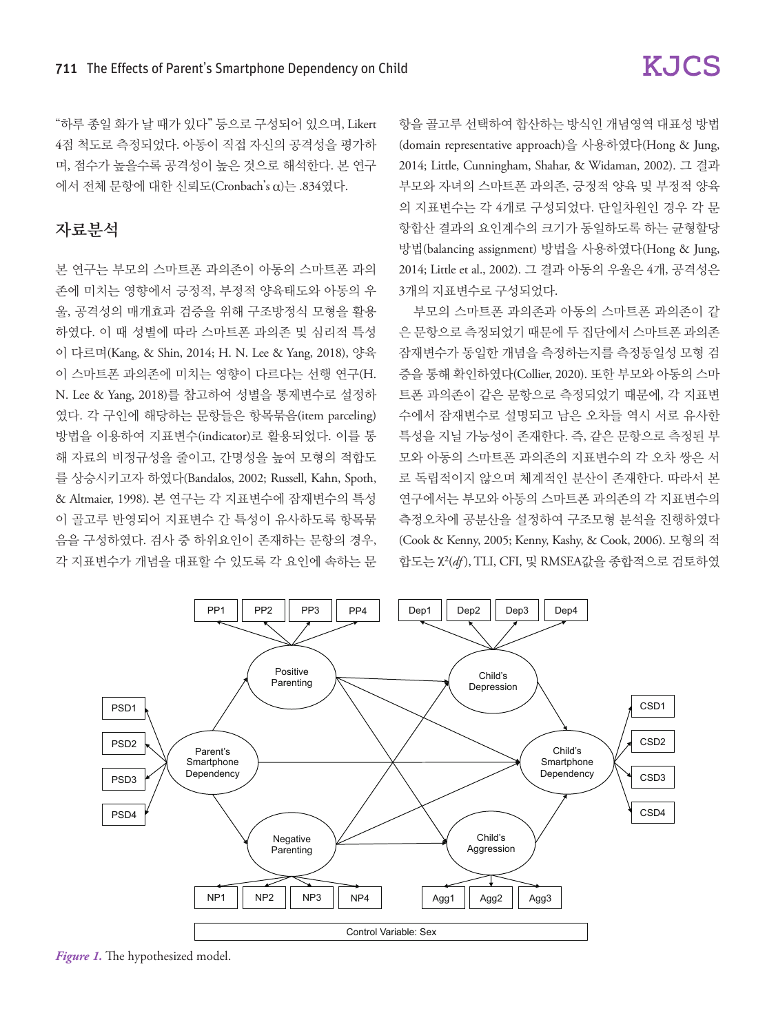"하루 종일 화가 날 때가 있다" 등으로 구성되어 있으며, Likert 4점 척도로 측정되었다. 아동이 직접 자신의 공격성을 평가하며, 점수가 높을수록 공격성이 높은 것으로 해석한다. 본 연구에서 전체 문항에 대한 신뢰도(Cronbach's α)는 .834였다.

## 자료분석

본 연구는 부모의 스마트폰 과의존이 아동의 스마트폰 과의존에 미치는 영향에서 긍정적, 부정적 양육태도와 아동의 우울, 공격성의 매개효과 검증을 위해 구조방정식 모형을 활용하였다. 이 때 성별에 따라 스마트폰 과의존 및 심리적 특성이 다르며(Kang, & Shin, 2014; H. N. Lee & Yang, 2018), 양육이 스마트폰 과의존에 미치는 영향이 다르다는 선행 연구(H. N. Lee & Yang, 2018)를 참고하여 성별을 통제변수로 설정하였다. 각 구인에 해당하는 문항들은 항목묶음(item parceling) 방법을 이용하여 지표변수(indicator)로 활용되었다. 이를 통해 자료의 비정규성을 줄이고, 간명성을 높여 모형의 적합도를 상승시키고자 하였다(Bandalos, 2002; Russell, Kahn, Spoth, & Altmaier, 1998). 본 연구는 각 지표변수에 잠재변수의 특성이 골고루 반영되어 지표변수 간 특성이 유사하도록 항목묶음을 구성하였다. 검사 중 하위요인이 존재하는 문항의 경우, 각 지표변수가 개념을 대표할 수 있도록 각 요인에 속하는 문항을 골고루 선택하여 합산하는 방식인 개념영역 대표성 방법(domain representative approach)을 사용하였다(Hong & Jung, 2014; Little, Cunningham, Shahar, & Widaman, 2002). 그 결과 부모와 자녀의 스마트폰 과의존, 긍정적 양육 및 부정적 양육의 지표변수는 각 4개로 구성되었다. 단일차원인 경우 각 문항합산 결과의 요인계수의 크기가 동일하도록 하는 균형할당 방법(balancing assignment) 방법을 사용하였다(Hong & Jung, 2014; Little et al., 2002). 그 결과 아동의 우울은 4개, 공격성은 3개의 지표변수로 구성되었다.

부모의 스마트폰 과의존과 아동의 스마트폰 과의존이 같은 문항으로 측정되었기 때문에 두 집단에서 스마트폰 과의존 잠재변수가 동일한 개념을 측정하는지를 측정동일성 모형 검증을 통해 확인하였다(Collier, 2020). 또한 부모와 아동의 스마트폰 과의존이 같은 문항으로 측정되었기 때문에, 각 지표변수에서 잠재변수로 설명되고 남은 오차들 역시 서로 유사한 특성을 지닐 가능성이 존재한다. 즉, 같은 문항으로 측정된 부모와 아동의 스마트폰 과의존의 지표변수의 각 오차 쌍은 서로 독립적이지 않으며 체계적인 분산이 존재한다. 따라서 본 연구에서는 부모와 아동의 스마트폰 과의존의 각 지표변수의 측정오차에 공분산을 설정하여 구조모형 분석을 진행하였다(Cook & Kenny, 2005; Kenny, Kashy, & Cook, 2006). 모형의 적합도는 $\chi^2(df)$, TLI, CFI, 및 RMSEA값을 종합적으로 검토하였

*Figure 1.* The hypothesized model.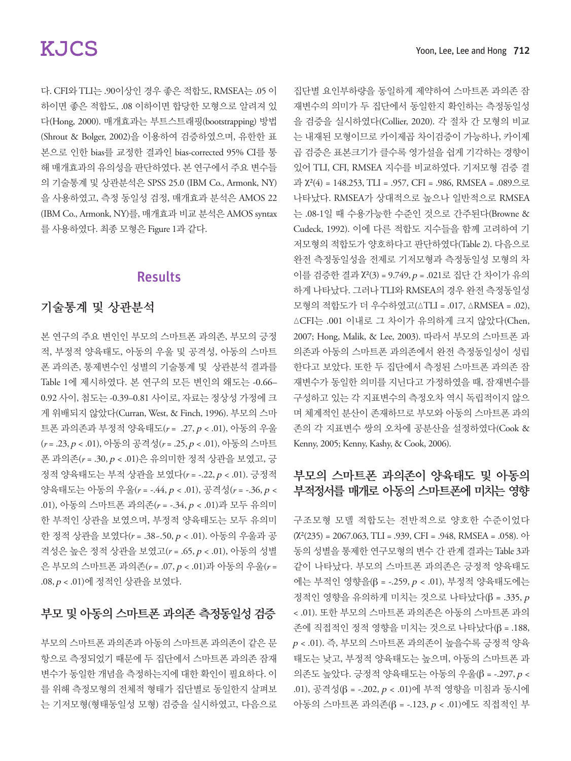다. CFI와 TLI는 .90이상인 경우 좋은 적합도, RMSEA는 .05 이하이면 좋은 적합도, .08 이하이면 합당한 모형으로 알려져 있다(Hong, 2000). 매개효과는 부트스트래핑(bootstrapping) 방법(Shrout & Bolger, 2002)을 이용하여 검증하였으며, 유한한 표본으로 인한 bias를 교정한 결과인 bias-corrected 95% CI를 통해 매개효과의 유의성을 판단하였다. 본 연구에서 주요 변수들의 기술통계 및 상관분석은 SPSS 25.0 (IBM Co., Armonk, NY)을 사용하였고, 측정 동일성 검정, 매개효과 분석은 AMOS 22 (IBM Co., Armonk, NY)를, 매개효과 비교 분석은 AMOS syntax를 사용하였다. 최종 모형은 Figure 1과 같다.

## Results

### 기술통계 및 상관분석

본 연구의 주요 변인인 부모의 스마트폰 과의존, 부모의 긍정적, 부정적 양육태도, 아동의 우울 및 공격성, 아동의 스마트폰 과의존, 통제변수인 성별의 기술통계 및 상관분석 결과를 Table 1에 제시하였다. 본 연구의 모든 변인의 왜도는 -0.66–0.92 사이, 첨도는 -0.39–0.81 사이로, 자료는 정상성 가정에 크게 위배되지 않았다(Curran, West, & Finch, 1996). 부모의 스마트폰 과의존과 부정적 양육태도($r$ = .27, $p$ < .01), 아동의 우울($r$ = .23, $p$ < .01), 아동의 공격성($r$ = .25, $p$ < .01), 아동의 스마트폰 과의존($r$ = .30, $p$ < .01)은 유의미한 정적 상관을 보였고, 긍정적 양육태도는 부적 상관을 보였다($r$ = -.22, $p$ < .01). 긍정적 양육태도는 아동의 우울($r$ = -.44, $p$ < .01), 공격성($r$ = -.36, $p$ < .01), 아동의 스마트폰 과의존($r$ = -.34, $p$ < .01)과 모두 유의미한 부적인 상관을 보였으며, 부정적 양육태도는 모두 유의미한 정적 상관을 보였다($r$ = .38–.50, $p$ < .01). 아동의 우울과 공격성은 높은 정적 상관을 보였고($r$ = .65, $p$ < .01), 아동의 성별은 부모의 스마트폰 과의존($r$ = .07, $p$ < .01)과 아동의 우울($r$ = .08, $p$ < .01)에 정적인 상관을 보였다.

### 부모 및 아동의 스마트폰 과의존 측정동일성 검증

부모의 스마트폰 과의존과 아동의 스마트폰 과의존이 같은 문항으로 측정되었기 때문에 두 집단에서 스마트폰 과의존 잠재변수가 동일한 개념을 측정하는지에 대한 확인이 필요하다. 이를 위해 측정모형의 전체적 형태가 집단별로 동일한지 살펴보는 기저모형(형태동일성 모형) 검증을 실시하였고, 다음으로 집단별 요인부하량을 동일하게 제약하여 스마트폰 과의존 잠재변수의 의미가 두 집단에서 동일한지 확인하는 측정동일성을 검증을 실시하였다(Collier, 2020). 각 절차 간 모형의 비교는 내재된 모형이므로 카이제곱 차이검증이 가능하나, 카이제곱 검증은 표본크기가 클수록 영가설을 쉽게 기각하는 경향이 있어 TLI, CFI, RMSEA 지수를 비교하였다. 기저모형 검증 결과 $\chi^2(4)$ = 148.253, TLI = .957, CFI = .986, RMSEA = .089으로 나타났다. RMSEA가 상대적으로 높으나 일반적으로 RMSEA는 .08-1일 때 수용가능한 수준인 것으로 간주된다(Browne & Cudeck, 1992). 이에 다른 적합도 지수들을 함께 고려하여 기저모형의 적합도가 양호하다고 판단하였다(Table 2). 다음으로 완전 측정동일성을 전제로 기저모형과 측정동일성 모형의 차이를 검증한 결과 $\chi^2(3)$ = 9.749, $p$ = .021로 집단 간 차이가 유의하게 나타났다. 그러나 TLI와 RMSEA의 경우 완전 측정동일성 모형의 적합도가 더 우수하였고($\Delta$TLI = .017, $\Delta$RMSEA = .02), $\Delta$CFI는 .001 이내로 그 차이가 유의하게 크지 않았다(Chen, 2007; Hong, Malik, & Lee, 2003). 따라서 부모의 스마트폰 과의존과 아동의 스마트폰 과의존에서 완전 측정동일성이 성립한다고 보았다. 또한 두 집단에서 측정된 스마트폰 과의존 잠재변수가 동일한 의미를 지닌다고 가정하였을 때, 잠재변수를 구성하고 있는 각 지표변수의 측정오차 역시 독립적이지 않으며 체계적인 분산이 존재하므로 부모와 아동의 스마트폰 과의존의 각 지표변수 쌍의 오차에 공분산을 설정하였다(Cook & Kenny, 2005; Kenny, Kashy, & Cook, 2006).

### 부모의 스마트폰 과의존이 양육태도 및 아동의 부적정서를 매개로 아동의 스마트폰에 미치는 영향

구조모형 모델 적합도는 전반적으로 양호한 수준이었다($\chi^2(235)$ = 2067.063, TLI = .939, CFI = .948, RMSEA = .058). 아동의 성별을 통제한 연구모형의 변수 간 관계 결과는 Table 3과 같이 나타났다. 부모의 스마트폰 과의존은 긍정적 양육태도에는 부적인 영향을($\beta$ = -.259, $p$ < .01), 부정적 양육태도에는 정적인 영향을 유의하게 미치는 것으로 나타났다($\beta$ = .335, $p$ < .01). 또한 부모의 스마트폰 과의존은 아동의 스마트폰 과의존에 직접적인 정적 영향을 미치는 것으로 나타났다($\beta$ = .188, $p$ < .01). 즉, 부모의 스마트폰 과의존이 높을수록 긍정적 양육태도는 낮고, 부정적 양육태도는 높으며, 아동의 스마트폰 과의존도 높았다. 긍정적 양육태도는 아동의 우울($\beta$ = -.297, $p$ < .01), 공격성($\beta$ = -.202, $p$ < .01)에 부적 영향을 미침과 동시에 아동의 스마트폰 과의존($\beta$ = -.123, $p$ < .01)에도 직접적인 부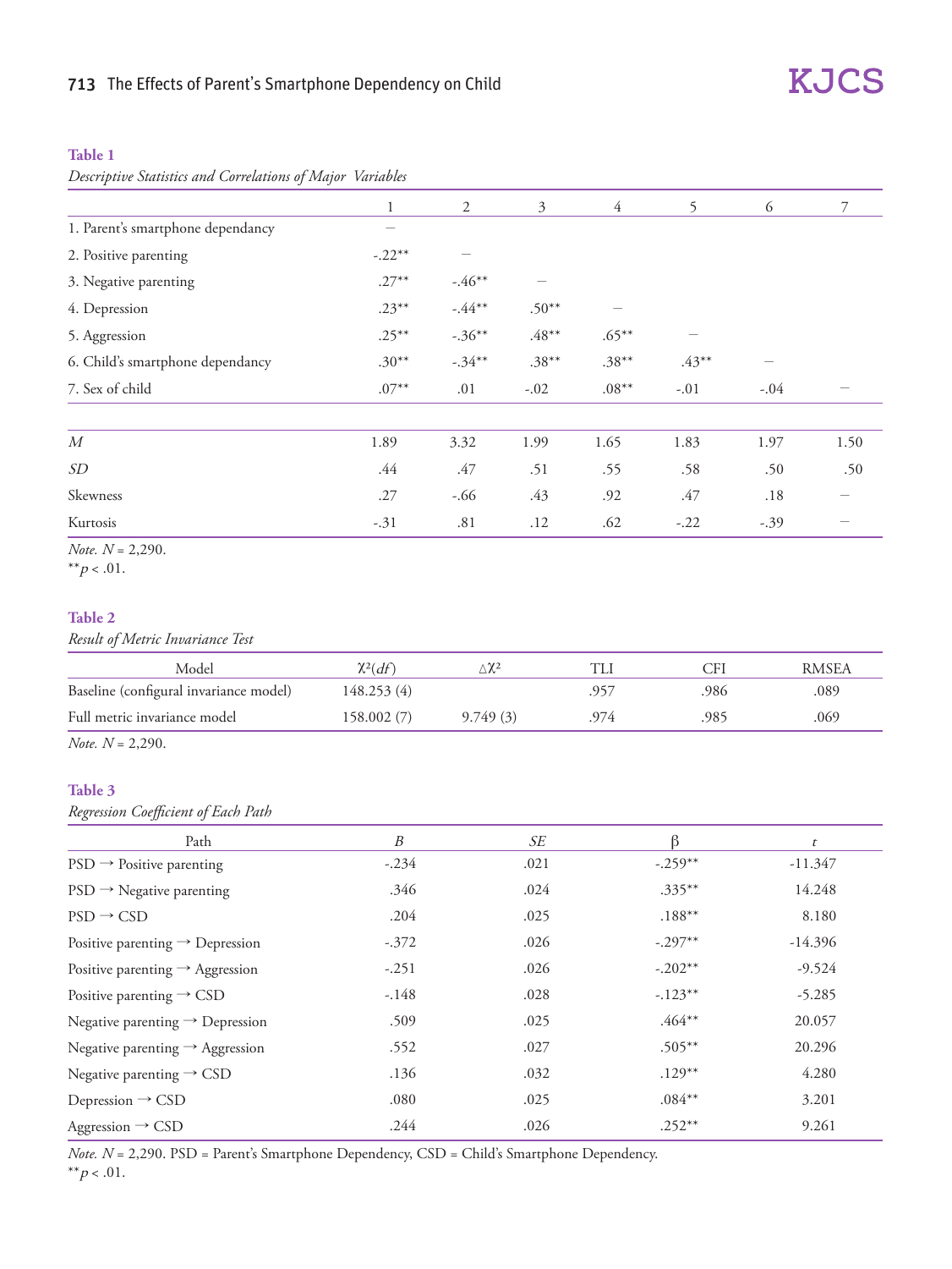**Table 1**

*Descriptive Statistics and Correlations of Major Variables*

| | 1 | 2 | 3 | 4 | 5 | 6 | 7 |
|---|---|---|---|---|---|---|---|
| 1. Parent's smartphone dependancy | — | | | | | | |
| 2. Positive parenting | -.22** | — | | | | | |
| 3. Negative parenting | .27** | -.46** | — | | | | |
| 4. Depression | .23** | -.44** | .50** | — | | | |
| 5. Aggression | .25** | -.36** | .48** | .65** | — | | |
| 6. Child's smartphone dependancy | .30** | -.34** | .38** | .38** | .43** | — | |
| 7. Sex of child | .07** | .01 | -.02 | .08** | -.01 | -.04 | — |
| *M* | 1.89 | 3.32 | 1.99 | 1.65 | 1.83 | 1.97 | 1.50 |
| *SD* | .44 | .47 | .51 | .55 | .58 | .50 | .50 |
| Skewness | .27 | -.66 | .43 | .92 | .47 | .18 | — |
| Kurtosis | -.31 | .81 | .12 | .62 | -.22 | -.39 | — |

*Note.* *N* = 2,290.
**$p < .01$.

**Table 2**

*Result of Metric Invariance Test*

| Model | $\chi^2(df)$ | $\Delta\chi^2$ | TLI | CFI | RMSEA |
|---|---|---|---|---|---|
| Baseline (configural invariance model) | 148.253 (4) | | .957 | .986 | .089 |
| Full metric invariance model | 158.002 (7) | 9.749 (3) | .974 | .985 | .069 |

*Note.* *N* = 2,290.

**Table 3**

*Regression Coefficient of Each Path*

| Path | *B* | *SE* | β | *t* |
|---|---|---|---|---|
| PSD → Positive parenting | -.234 | .021 | -.259** | -11.347 |
| PSD → Negative parenting | .346 | .024 | .335** | 14.248 |
| PSD → CSD | .204 | .025 | .188** | 8.180 |
| Positive parenting → Depression | -.372 | .026 | -.297** | -14.396 |
| Positive parenting → Aggression | -.251 | .026 | -.202** | -9.524 |
| Positive parenting → CSD | -.148 | .028 | -.123** | -5.285 |
| Negative parenting → Depression | .509 | .025 | .464** | 20.057 |
| Negative parenting → Aggression | .552 | .027 | .505** | 20.296 |
| Negative parenting → CSD | .136 | .032 | .129** | 4.280 |
| Depression → CSD | .080 | .025 | .084** | 3.201 |
| Aggression → CSD | .244 | .026 | .252** | 9.261 |

*Note.* *N* = 2,290. PSD = Parent's Smartphone Dependency, CSD = Child's Smartphone Dependency.
**$p < .01$.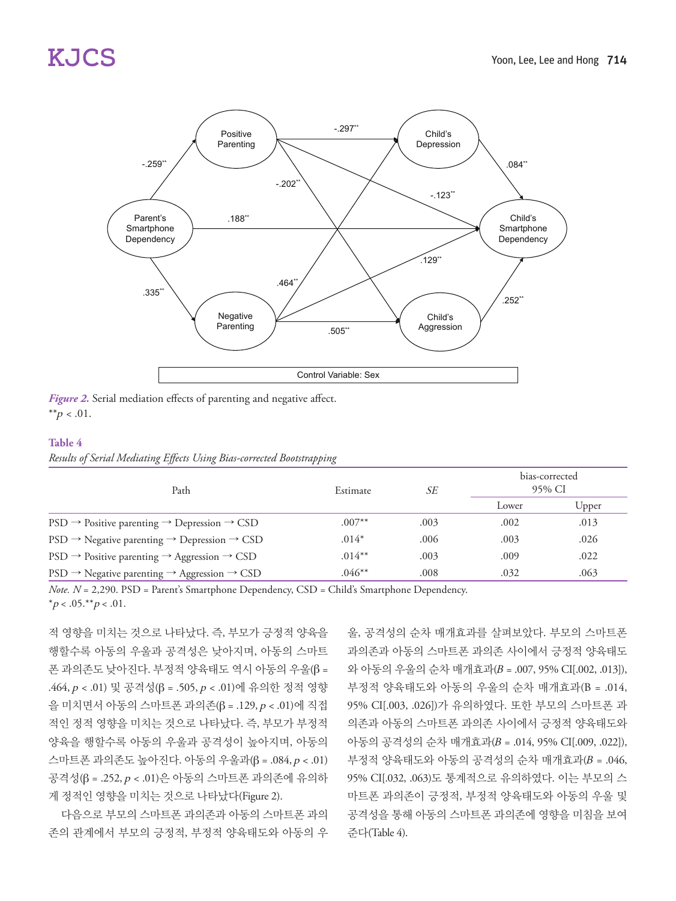Positive Parenting

Child's Depression

Parent's Smartphone Dependency

Child's Smartphone Dependency

Negative Parenting

Child's Aggression

-.297**, -.259**, -.202**, -.123**, .084**, .188**, .129**, .335**, .464**, .252**, .505**

Control Variable: Sex

*Figure 2.* Serial mediation effects of parenting and negative affect.
$^{**}p < .01$.

**Table 4**

*Results of Serial Mediating Effects Using Bias-corrected Bootstrapping*

| Path | Estimate | *SE* | bias-corrected 95% CI | |
|---|---|---|---|---|
| | | | Lower | Upper |
| PSD → Positive parenting → Depression → CSD | .007** | .003 | .002 | .013 |
| PSD → Negative parenting → Depression → CSD | .014* | .006 | .003 | .026 |
| PSD → Positive parenting → Aggression → CSD | .014** | .003 | .009 | .022 |
| PSD → Negative parenting → Aggression → CSD | .046** | .008 | .032 | .063 |

*Note.* $N$ = 2,290. PSD = Parent's Smartphone Dependency, CSD = Child's Smartphone Dependency.
$^{*}p < .05.$ $^{**}p < .01$.

적 영향을 미치는 것으로 나타났다. 즉, 부모가 긍정적 양육을 행할수록 아동의 우울과 공격성은 낮아지며, 아동의 스마트폰 과의존도 낮아진다. 부정적 양육태도 역시 아동의 우울(β = .464, $p < .01$) 및 공격성(β = .505, $p < .01$)에 유의한 정적 영향을 미치면서 아동의 스마트폰 과의존(β = .129, $p < .01$)에 직접적인 정적 영향을 미치는 것으로 나타났다. 즉, 부모가 부정적 양육을 행할수록 아동의 우울과 공격성이 높아지며, 아동의 스마트폰 과의존도 높아진다. 아동의 우울과(β = .084, $p < .01$) 공격성(β = .252, $p < .01$)은 아동의 스마트폰 과의존에 유의하게 정적인 영향을 미치는 것으로 나타났다(Figure 2).

다음으로 부모의 스마트폰 과의존과 아동의 스마트폰 과의존의 관계에서 부모의 긍정적, 부정적 양육태도와 아동의 우울, 공격성의 순차 매개효과를 살펴보았다. 부모의 스마트폰 과의존과 아동의 스마트폰 과의존 사이에서 긍정적 양육태도와 아동의 우울의 순차 매개효과(*B* = .007, 95% CI[.002, .013]), 부정적 양육태도와 아동의 우울의 순차 매개효과(B = .014, 95% CI[.003, .026])가 유의하였다. 또한 부모의 스마트폰 과의존과 아동의 스마트폰 과의존 사이에서 긍정적 양육태도와 아동의 공격성의 순차 매개효과(*B* = .014, 95% CI[.009, .022]), 부정적 양육태도와 아동의 공격성의 순차 매개효과(*B* = .046, 95% CI[.032, .063)도 통계적으로 유의하였다. 이는 부모의 스마트폰 과의존이 긍정적, 부정적 양육태도와 아동의 우울 및 공격성을 통해 아동의 스마트폰 과의존에 영향을 미침을 보여준다(Table 4).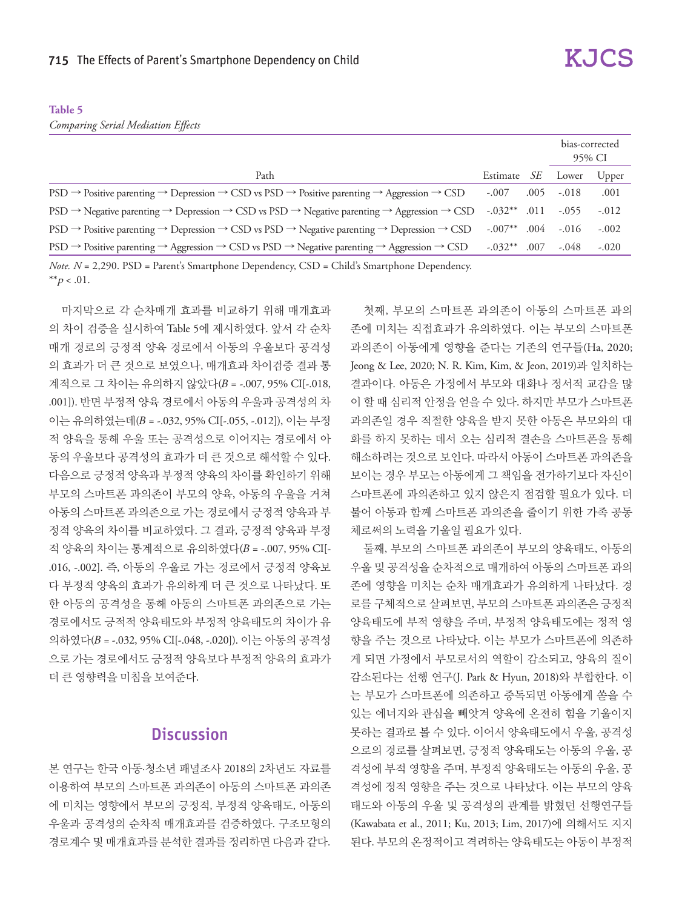**Table 5**
*Comparing Serial Mediation Effects*

| Path | Estimate | *SE* | bias-corrected 95% CI | |
|---|---|---|---|---|
| | | | Lower | Upper |
| PSD → Positive parenting → Depression → CSD vs PSD → Positive parenting → Aggression → CSD | -.007 | .005 | -.018 | .001 |
| PSD → Negative parenting → Depression → CSD vs PSD → Negative parenting → Aggression → CSD | -.032** | .011 | -.055 | -.012 |
| PSD → Positive parenting → Depression → CSD vs PSD → Negative parenting → Depression → CSD | -.007** | .004 | -.016 | -.002 |
| PSD → Positive parenting → Aggression → CSD vs PSD → Negative parenting → Aggression → CSD | -.032** | .007 | -.048 | -.020 |

*Note.* $N$ = 2,290. PSD = Parent's Smartphone Dependency, CSD = Child's Smartphone Dependency.
$^{**}p < .01$.

마지막으로 각 순차매개 효과를 비교하기 위해 매개효과의 차이 검증을 실시하여 Table 5에 제시하였다. 앞서 각 순차매개 경로의 긍정적 양육 경로에서 아동의 우울보다 공격성의 효과가 더 큰 것으로 보였으나, 매개효과 차이검증 결과 통계적으로 그 차이는 유의하지 않았다($B$ = -.007, 95% CI[-.018, .001]). 반면 부정적 양육 경로에서 아동의 우울과 공격성의 차이는 유의하였는데($B$ = -.032, 95% CI[-.055, -.012]), 이는 부정적 양육을 통해 우울 또는 공격성으로 이어지는 경로에서 아동의 우울보다 공격성의 효과가 더 큰 것으로 해석할 수 있다. 다음으로 긍정적 양육과 부정적 양육의 차이를 확인하기 위해 부모의 스마트폰 과의존이 부모의 양육, 아동의 우울을 거쳐 아동의 스마트폰 과의존으로 가는 경로에서 긍정적 양육과 부정적 양육의 차이를 비교하였다. 그 결과, 긍정적 양육과 부정적 양육의 차이는 통계적으로 유의하였다($B$ = -.007, 95% CI[-.016, -.002]. 즉, 아동의 우울로 가는 경로에서 긍정적 양육보다 부정적 양육의 효과가 유의하게 더 큰 것으로 나타났다. 또한 아동의 공격성을 통해 아동의 스마트폰 과의존으로 가는 경로에서도 긍정적 양육태도와 부정적 양육태도의 차이가 유의하였다($B$ = -.032, 95% CI[-.048, -.020]). 이는 아동의 공격성으로 가는 경로에서도 긍정적 양육보다 부정적 양육의 효과가 더 큰 영향력을 미침을 보여준다.

## Discussion

본 연구는 한국 아동·청소년 패널조사 2018의 2차년도 자료를 이용하여 부모의 스마트폰 과의존이 아동의 스마트폰 과의존에 미치는 영향에서 부모의 긍정적, 부정적 양육태도, 아동의 우울과 공격성의 순차적 매개효과를 검증하였다. 구조모형의 경로계수 및 매개효과를 분석한 결과를 정리하면 다음과 같다.

첫째, 부모의 스마트폰 과의존이 아동의 스마트폰 과의존에 미치는 직접효과가 유의하였다. 이는 부모의 스마트폰 과의존이 아동에게 영향을 준다는 기존의 연구들(Ha, 2020; Jeong & Lee, 2020; N. R. Kim, Kim, & Jeon, 2019)과 일치하는 결과이다. 아동은 가정에서 부모와 대화나 정서적 교감을 많이 할 때 심리적 안정을 얻을 수 있다. 하지만 부모가 스마트폰 과의존일 경우 적절한 양육을 받지 못한 아동은 부모와의 대화를 하지 못하는 데서 오는 심리적 결손을 스마트폰을 통해 해소하려는 것으로 보인다. 따라서 아동이 스마트폰 과의존을 보이는 경우 부모는 아동에게 그 책임을 전가하기보다 자신이 스마트폰에 과의존하고 있지 않은지 점검할 필요가 있다. 더불어 아동과 함께 스마트폰 과의존을 줄이기 위한 가족 공동체로써의 노력을 기울일 필요가 있다.

둘째, 부모의 스마트폰 과의존이 부모의 양육태도, 아동의 우울 및 공격성을 순차적으로 매개하여 아동의 스마트폰 과의존에 영향을 미치는 순차 매개효과가 유의하게 나타났다. 경로를 구체적으로 살펴보면, 부모의 스마트폰 과의존은 긍정적 양육태도에 부적 영향을 주며, 부정적 양육태도에는 정적 영향을 주는 것으로 나타났다. 이는 부모가 스마트폰에 의존하게 되면 가정에서 부모로서의 역할이 감소되고, 양육의 질이 감소된다는 선행 연구(J. Park & Hyun, 2018)와 부합한다. 이는 부모가 스마트폰에 의존하고 중독되면 아동에게 쏟을 수 있는 에너지와 관심을 빼앗겨 양육에 온전히 힘을 기울이지 못하는 결과로 볼 수 있다. 이어서 양육태도에서 우울, 공격성으로의 경로를 살펴보면, 긍정적 양육태도는 아동의 우울, 공격성에 부적 영향을 주며, 부정적 양육태도는 아동의 우울, 공격성에 정적 영향을 주는 것으로 나타났다. 이는 부모의 양육태도와 아동의 우울 및 공격성의 관계를 밝혔던 선행연구들(Kawabata et al., 2011; Ku, 2013; Lim, 2017)에 의해서도 지지된다. 부모의 온정적이고 격려하는 양육태도는 아동이 부정적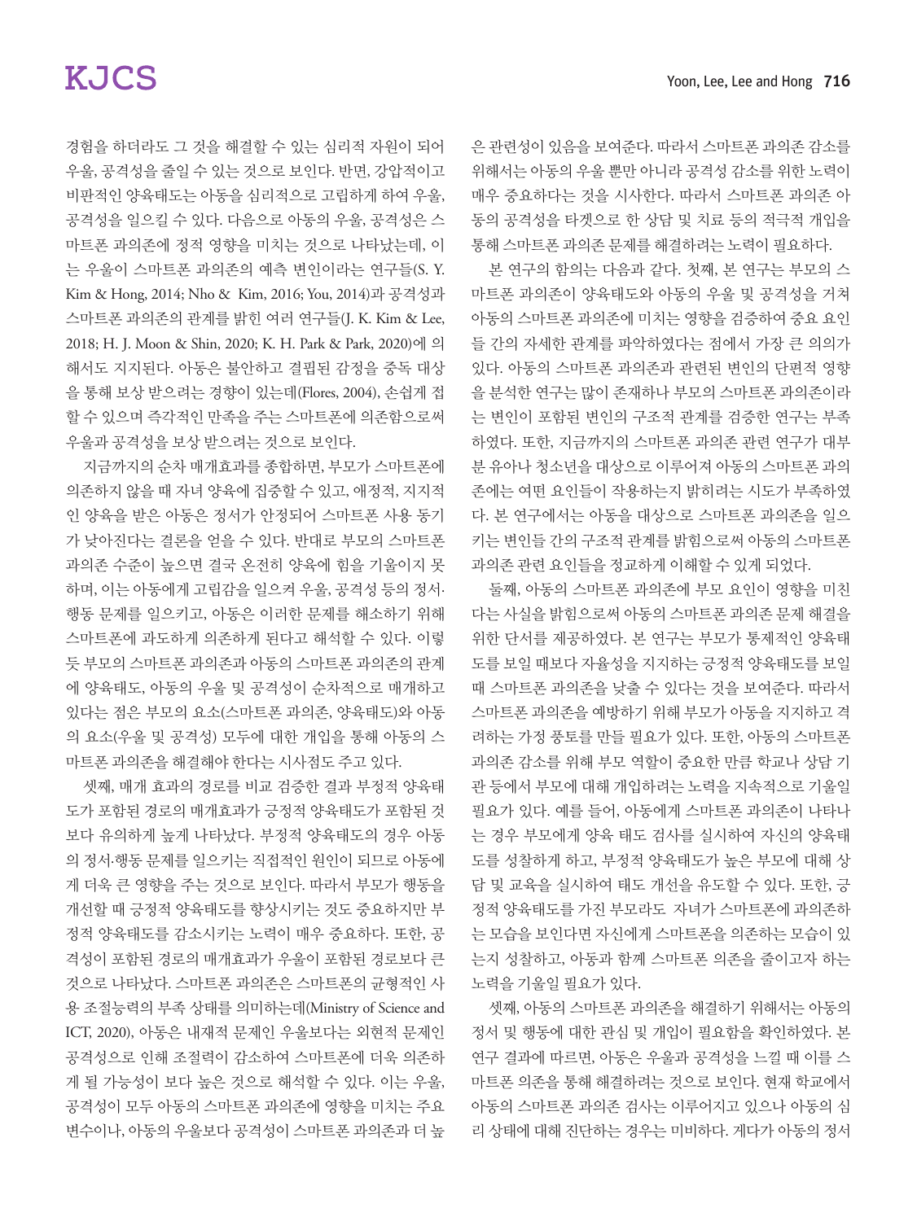경험을 하더라도 그 것을 해결할 수 있는 심리적 자원이 되어 우울, 공격성을 줄일 수 있는 것으로 보인다. 반면, 강압적이고 비판적인 양육태도는 아동을 심리적으로 고립하게 하여 우울, 공격성을 일으킬 수 있다. 다음으로 아동의 우울, 공격성은 스마트폰 과의존에 정적 영향을 미치는 것으로 나타났는데, 이는 우울이 스마트폰 과의존의 예측 변인이라는 연구들(S. Y. Kim & Hong, 2014; Nho & Kim, 2016; You, 2014)과 공격성과 스마트폰 과의존의 관계를 밝힌 여러 연구들(J. K. Kim & Lee, 2018; H. J. Moon & Shin, 2020; K. H. Park & Park, 2020)에 의해서도 지지된다. 아동은 불안하고 결핍된 감정을 중독 대상을 통해 보상 받으려는 경향이 있는데(Flores, 2004), 손쉽게 접할 수 있으며 즉각적인 만족을 주는 스마트폰에 의존함으로써 우울과 공격성을 보상 받으려는 것으로 보인다.

지금까지의 순차 매개효과를 종합하면, 부모가 스마트폰에 의존하지 않을 때 자녀 양육에 집중할 수 있고, 애정적, 지지적인 양육을 받은 아동은 정서가 안정되어 스마트폰 사용 동기가 낮아진다는 결론을 얻을 수 있다. 반대로 부모의 스마트폰 과의존 수준이 높으면 결국 온전히 양육에 힘을 기울이지 못하며, 이는 아동에게 고립감을 일으켜 우울, 공격성 등의 정서·행동 문제를 일으키고, 아동은 이러한 문제를 해소하기 위해 스마트폰에 과도하게 의존하게 된다고 해석할 수 있다. 이렇듯 부모의 스마트폰 과의존과 아동의 스마트폰 과의존의 관계에 양육태도, 아동의 우울 및 공격성이 순차적으로 매개하고 있다는 점은 부모의 요소(스마트폰 과의존, 양육태도)와 아동의 요소(우울 및 공격성) 모두에 대한 개입을 통해 아동의 스마트폰 과의존을 해결해야 한다는 시사점도 주고 있다.

셋째, 매개 효과의 경로를 비교 검증한 결과 부정적 양육태도가 포함된 경로의 매개효과가 긍정적 양육태도가 포함된 것보다 유의하게 높게 나타났다. 부정적 양육태도의 경우 아동의 정서·행동 문제를 일으키는 직접적인 원인이 되므로 아동에게 더욱 큰 영향을 주는 것으로 보인다. 따라서 부모가 행동을 개선할 때 긍정적 양육태도를 향상시키는 것도 중요하지만 부정적 양육태도를 감소시키는 노력이 매우 중요하다. 또한, 공격성이 포함된 경로의 매개효과가 우울이 포함된 경로보다 큰 것으로 나타났다. 스마트폰 과의존은 스마트폰의 균형적인 사용 조절능력의 부족 상태를 의미하는데(Ministry of Science and ICT, 2020), 아동은 내재적 문제인 우울보다는 외현적 문제인 공격성으로 인해 조절력이 감소하여 스마트폰에 더욱 의존하게 될 가능성이 보다 높은 것으로 해석할 수 있다. 이는 우울, 공격성이 모두 아동의 스마트폰 과의존에 영향을 미치는 주요 변수이나, 아동의 우울보다 공격성이 스마트폰 과의존과 더 높은 관련성이 있음을 보여준다. 따라서 스마트폰 과의존 감소를 위해서는 아동의 우울 뿐만 아니라 공격성 감소를 위한 노력이 매우 중요하다는 것을 시사한다. 따라서 스마트폰 과의존 아동의 공격성을 타겟으로 한 상담 및 치료 등의 적극적 개입을 통해 스마트폰 과의존 문제를 해결하려는 노력이 필요하다.

본 연구의 함의는 다음과 같다. 첫째, 본 연구는 부모의 스마트폰 과의존이 양육태도와 아동의 우울 및 공격성을 거쳐 아동의 스마트폰 과의존에 미치는 영향을 검증하여 중요 요인들 간의 자세한 관계를 파악하였다는 점에서 가장 큰 의의가 있다. 아동의 스마트폰 과의존과 관련된 변인의 단편적 영향을 분석한 연구는 많이 존재하나 부모의 스마트폰 과의존이라는 변인이 포함된 변인의 구조적 관계를 검증한 연구는 부족하였다. 또한, 지금까지의 스마트폰 과의존 관련 연구가 대부분 유아나 청소년을 대상으로 이루어져 아동의 스마트폰 과의존에는 여떤 요인들이 작용하는지 밝히려는 시도가 부족하였다. 본 연구에서는 아동을 대상으로 스마트폰 과의존을 일으키는 변인들 간의 구조적 관계를 밝힘으로써 아동의 스마트폰 과의존 관련 요인들을 정교하게 이해할 수 있게 되었다.

둘째, 아동의 스마트폰 과의존에 부모 요인이 영향을 미친다는 사실을 밝힘으로써 아동의 스마트폰 과의존 문제 해결을 위한 단서를 제공하였다. 본 연구는 부모가 통제적인 양육태도를 보일 때보다 자율성을 지지하는 긍정적 양육태도를 보일 때 스마트폰 과의존을 낮출 수 있다는 것을 보여준다. 따라서 스마트폰 과의존을 예방하기 위해 부모가 아동을 지지하고 격려하는 가정 풍토를 만들 필요가 있다. 또한, 아동의 스마트폰 과의존 감소를 위해 부모 역할이 중요한 만큼 학교나 상담 기관 등에서 부모에 대해 개입하려는 노력을 지속적으로 기울일 필요가 있다. 예를 들어, 아동에게 스마트폰 과의존이 나타나는 경우 부모에게 양육 태도 검사를 실시하여 자신의 양육태도를 성찰하게 하고, 부정적 양육태도가 높은 부모에 대해 상담 및 교육을 실시하여 태도 개선을 유도할 수 있다. 또한, 긍정적 양육태도를 가진 부모라도 자녀가 스마트폰에 과의존하는 모습을 보인다면 자신에게 스마트폰을 의존하는 모습이 있는지 성찰하고, 아동과 함께 스마트 의존을 줄이고자 하는 노력을 기울일 필요가 있다.

셋째, 아동의 스마트폰 과의존을 해결하기 위해서는 아동의 정서 및 행동에 대한 관심 및 개입이 필요함을 확인하였다. 본 연구 결과에 따르면, 아동은 우울과 공격성을 느낄 때 이를 스마트폰 의존을 통해 해결하려는 것으로 보인다. 현재 학교에서 아동의 스마트폰 과의존 검사는 이루어지고 있으나 아동의 심리 상태에 대해 진단하는 경우는 미비하다. 게다가 아동의 정서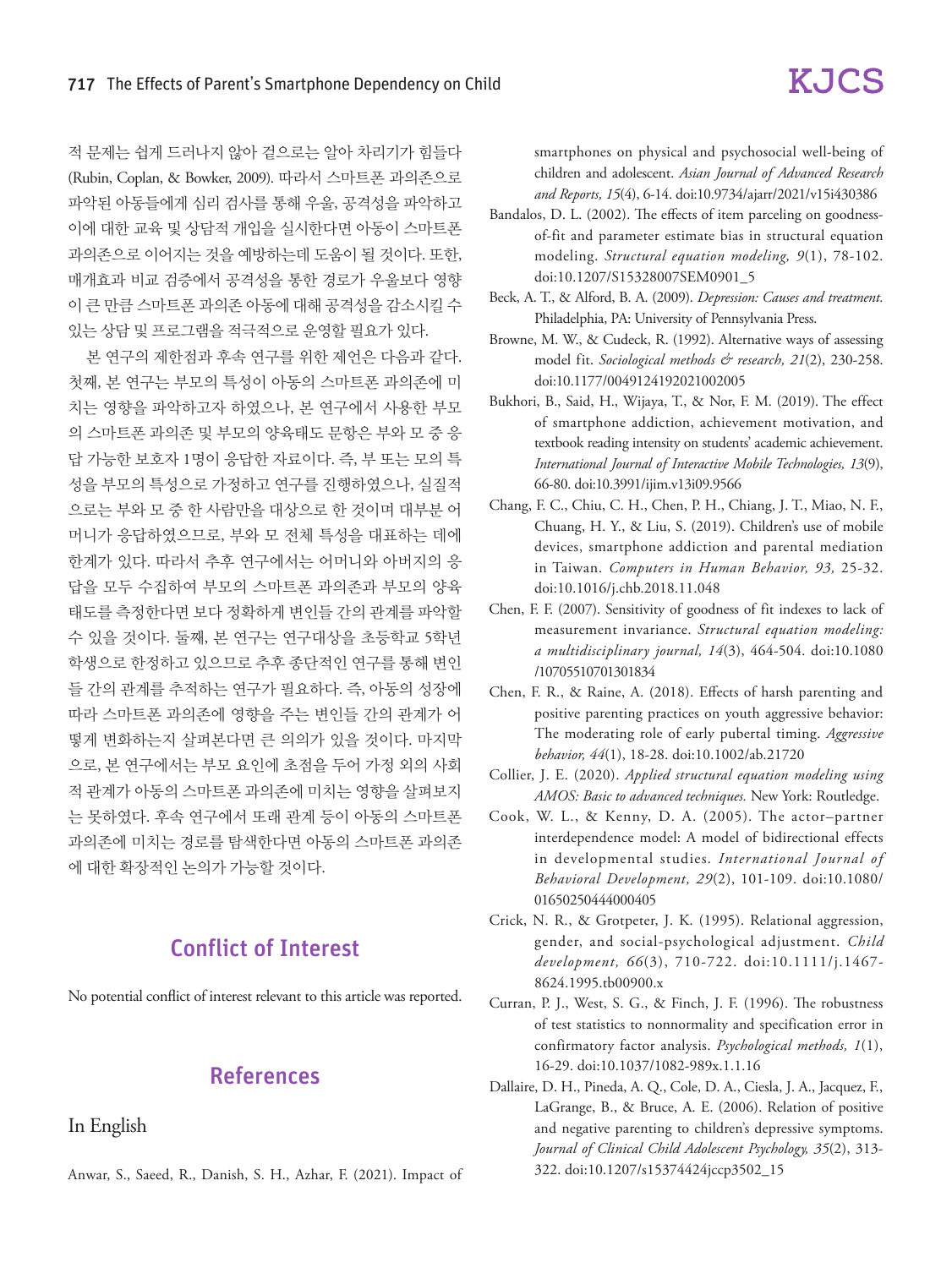적 문제는 쉽게 드러나지 않아 겉으로는 알아 차리기가 힘들다(Rubin, Coplan, & Bowker, 2009). 따라서 스마트폰 과의존으로 파악된 아동들에게 심리 검사를 통해 우울, 공격성을 파악하고 이에 대한 교육 및 상담적 개입을 실시한다면 아동이 스마트폰 과의존으로 이어지는 것을 예방하는데 도움이 될 것이다. 또한, 매개효과 비교 검증에서 공격성을 통한 경로가 우울보다 영향이 큰 만큼 스마트폰 과의존 아동에 대해 공격성을 감소시킬 수 있는 상담 및 프로그램을 적극적으로 운영할 필요가 있다.

본 연구의 제한점과 후속 연구를 위한 제언은 다음과 같다. 첫째, 본 연구는 부모의 특성이 아동의 스마트폰 과의존에 미치는 영향을 파악하고자 하였으나, 본 연구에서 사용한 부모의 스마트폰 과의존 및 부모의 양육태도 문항은 부와 모 중 응답 가능한 보호자 1명이 응답한 자료이다. 즉, 부 또는 모의 특성을 부모의 특성으로 가정하고 연구를 진행하였으나, 실질적으로는 부와 모 중 한 사람만을 대상으로 한 것이며 대부분 어머니가 응답하였으므로, 부와 모 전체 특성을 대표하는 데에 한계가 있다. 따라서 추후 연구에서는 어머니와 아버지의 응답을 모두 수집하여 부모의 스마트폰 과의존과 부모의 양육태도를 측정한다면 보다 정확하게 변인들 간의 관계를 파악할 수 있을 것이다. 둘째, 본 연구는 연구대상을 초등학교 5학년 학생으로 한정하고 있으므로 추후 종단적인 연구를 통해 변인들 간의 관계를 추적하는 연구가 필요하다. 즉, 아동의 성장에 따라 스마트폰 과의존에 영향을 주는 변인들 간의 관계가 어떻게 변화하는지 살펴본다면 큰 의의가 있을 것이다. 마지막으로, 본 연구에서는 부모 요인에 초점을 두어 가정 외의 사회적 관계가 아동의 스마트폰 과의존에 미치는 영향을 살펴보지는 못하였다. 후속 연구에서 또래 관계 등이 아동의 스마트폰 과의존에 미치는 경로를 탐색한다면 아동의 스마트폰 과의존에 대한 확장적인 논의가 가능할 것이다.

## Conflict of Interest

No potential conflict of interest relevant to this article was reported.

## References

### In English

Anwar, S., Saeed, R., Danish, S. H., Azhar, F. (2021). Impact of smartphones on physical and psychosocial well-being of children and adolescent. *Asian Journal of Advanced Research and Reports, 15*(4), 6-14. doi:10.9734/ajarr/2021/v15i430386

Bandalos, D. L. (2002). The effects of item parceling on goodness-of-fit and parameter estimate bias in structural equation modeling. *Structural equation modeling, 9*(1), 78-102. doi:10.1207/S15328007SEM0901_5

Beck, A. T., & Alford, B. A. (2009). *Depression: Causes and treatment.* Philadelphia, PA: University of Pennsylvania Press.

Browne, M. W., & Cudeck, R. (1992). Alternative ways of assessing model fit. *Sociological methods & research, 21*(2), 230-258. doi:10.1177/0049124192021002005

Bukhori, B., Said, H., Wijaya, T., & Nor, F. M. (2019). The effect of smartphone addiction, achievement motivation, and textbook reading intensity on students' academic achievement. *International Journal of Interactive Mobile Technologies, 13*(9), 66-80. doi:10.3991/ijim.v13i09.9566

Chang, F. C., Chiu, C. H., Chen, P. H., Chiang, J. T., Miao, N. F., Chuang, H. Y., & Liu, S. (2019). Children's use of mobile devices, smartphone addiction and parental mediation in Taiwan. *Computers in Human Behavior, 93,* 25-32. doi:10.1016/j.chb.2018.11.048

Chen, F. F. (2007). Sensitivity of goodness of fit indexes to lack of measurement invariance. *Structural equation modeling: a multidisciplinary journal, 14*(3), 464-504. doi:10.1080/10705510701301834

Chen, F. R., & Raine, A. (2018). Effects of harsh parenting and positive parenting practices on youth aggressive behavior: The moderating role of early pubertal timing. *Aggressive behavior, 44*(1), 18-28. doi:10.1002/ab.21720

Collier, J. E. (2020). *Applied structural equation modeling using AMOS: Basic to advanced techniques.* New York: Routledge.

Cook, W. L., & Kenny, D. A. (2005). The actor–partner interdependence model: A model of bidirectional effects in developmental studies. *International Journal of Behavioral Development, 29*(2), 101-109. doi:10.1080/01650250444000405

Crick, N. R., & Grotpeter, J. K. (1995). Relational aggression, gender, and social-psychological adjustment. *Child development, 66*(3), 710-722. doi:10.1111/j.1467-8624.1995.tb00900.x

Curran, P. J., West, S. G., & Finch, J. F. (1996). The robustness of test statistics to nonnormality and specification error in confirmatory factor analysis. *Psychological methods, 1*(1), 16-29. doi:10.1037/1082-989x.1.1.16

Dallaire, D. H., Pineda, A. Q., Cole, D. A., Ciesla, J. A., Jacquez, F., LaGrange, B., & Bruce, A. E. (2006). Relation of positive and negative parenting to children's depressive symptoms. *Journal of Clinical Child Adolescent Psychology, 35*(2), 313-322. doi:10.1207/s15374424jccp3502_15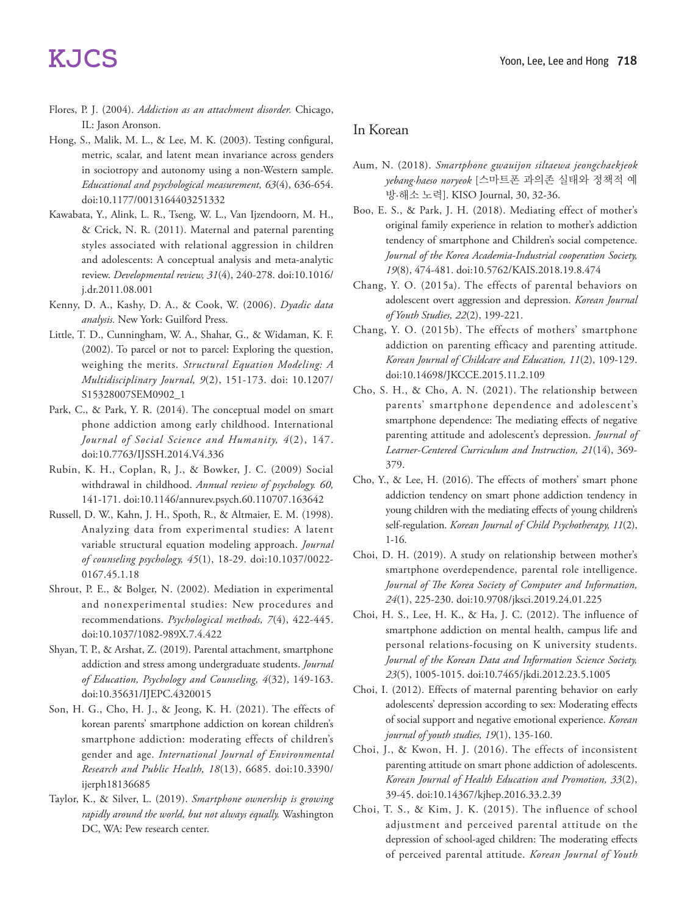Flores, P. J. (2004). *Addiction as an attachment disorder.* Chicago, IL: Jason Aronson.

Hong, S., Malik, M. L., & Lee, M. K. (2003). Testing configural, metric, scalar, and latent mean invariance across genders in sociotropy and autonomy using a non-Western sample. *Educational and psychological measurement, 63*(4), 636-654. doi:10.1177/0013164403251332

Kawabata, Y., Alink, L. R., Tseng, W. L., Van Ijzendoorn, M. H., & Crick, N. R. (2011). Maternal and paternal parenting styles associated with relational aggression in children and adolescents: A conceptual analysis and meta-analytic review. *Developmental review, 31*(4), 240-278. doi:10.1016/j.dr.2011.08.001

Kenny, D. A., Kashy, D. A., & Cook, W. (2006). *Dyadic data analysis.* New York: Guilford Press.

Little, T. D., Cunningham, W. A., Shahar, G., & Widaman, K. F. (2002). To parcel or not to parcel: Exploring the question, weighing the merits. *Structural Equation Modeling: A Multidisciplinary Journal, 9*(2), 151-173. doi: 10.1207/S15328007SEM0902_1

Park, C., & Park, Y. R. (2014). The conceptual model on smart phone addiction among early childhood. International *Journal of Social Science and Humanity, 4*(2), 147. doi:10.7763/IJSSH.2014.V4.336

Rubin, K. H., Coplan, R, J., & Bowker, J. C. (2009) Social withdrawal in childhood. *Annual review of psychology. 60,* 141-171. doi:10.1146/annurev.psych.60.110707.163642

Russell, D. W., Kahn, J. H., Spoth, R., & Altmaier, E. M. (1998). Analyzing data from experimental studies: A latent variable structural equation modeling approach. *Journal of counseling psychology, 45*(1), 18-29. doi:10.1037/0022-0167.45.1.18

Shrout, P. E., & Bolger, N. (2002). Mediation in experimental and nonexperimental studies: New procedures and recommendations. *Psychological methods, 7*(4), 422-445. doi:10.1037/1082-989X.7.4.422

Shyan, T. P., & Arshat, Z. (2019). Parental attachment, smartphone addiction and stress among undergraduate students. *Journal of Education, Psychology and Counseling, 4*(32), 149-163. doi:10.35631/IJEPC.4320015

Son, H. G., Cho, H. J., & Jeong, K. H. (2021). The effects of korean parents' smartphone addiction on korean children's smartphone addiction: moderating effects of children's gender and age. *International Journal of Environmental Research and Public Health, 18*(13), 6685. doi:10.3390/ijerph18136685

Taylor, K., & Silver, L. (2019). *Smartphone ownership is growing rapidly around the world, but not always equally.* Washington DC, WA: Pew research center.

## In Korean

Aum, N. (2018). *Smartphone gwauijon siltaewa jeongchaekjeok yebang·haeso noryeok* [스마트폰 과의존 실태와 정책적 예방·해소 노력]. KISO Journal, 30, 32-36.

Boo, E. S., & Park, J. H. (2018). Mediating effect of mother's original family experience in relation to mother's addiction tendency of smartphone and Children's social competence. *Journal of the Korea Academia-Industrial cooperation Society, 19*(8), 474-481. doi:10.5762/KAIS.2018.19.8.474

Chang, Y. O. (2015a). The effects of parental behaviors on adolescent overt aggression and depression. *Korean Journal of Youth Studies, 22*(2), 199-221.

Chang, Y. O. (2015b). The effects of mothers' smartphone addiction on parenting efficacy and parenting attitude. *Korean Journal of Childcare and Education, 11*(2), 109-129. doi:10.14698/JKCCE.2015.11.2.109

Cho, S. H., & Cho, A. N. (2021). The relationship between parents' smartphone dependence and adolescent's smartphone dependence: The mediating effects of negative parenting attitude and adolescent's depression. *Journal of Learner-Centered Curriculum and Instruction, 21*(14), 369-379.

Cho, Y., & Lee, H. (2016). The effects of mothers' smart phone addiction tendency on smart phone addiction tendency in young children with the mediating effects of young children's self-regulation. *Korean Journal of Child Psychotherapy, 11*(2), 1-16.

Choi, D. H. (2019). A study on relationship between mother's smartphone overdependence, parental role intelligence. *Journal of The Korea Society of Computer and Information, 24*(1), 225-230. doi:10.9708/jksci.2019.24.01.225

Choi, H. S., Lee, H. K., & Ha, J. C. (2012). The influence of smartphone addiction on mental health, campus life and personal relations-focusing on K university students. *Journal of the Korean Data and Information Science Society, 23*(5), 1005-1015. doi:10.7465/jkdi.2012.23.5.1005

Choi, I. (2012). Effects of maternal parenting behavior on early adolescents' depression according to sex: Moderating effects of social support and negative emotional experience. *Korean journal of youth studies, 19*(1), 135-160.

Choi, J., & Kwon, H. J. (2016). The effects of inconsistent parenting attitude on smart phone addiction of adolescents. *Korean Journal of Health Education and Promotion, 33*(2), 39-45. doi:10.14367/kjhep.2016.33.2.39

Choi, T. S., & Kim, J. K. (2015). The influence of school adjustment and perceived parental attitude on the depression of school-aged children: The moderating effects of perceived parental attitude. *Korean Journal of Youth*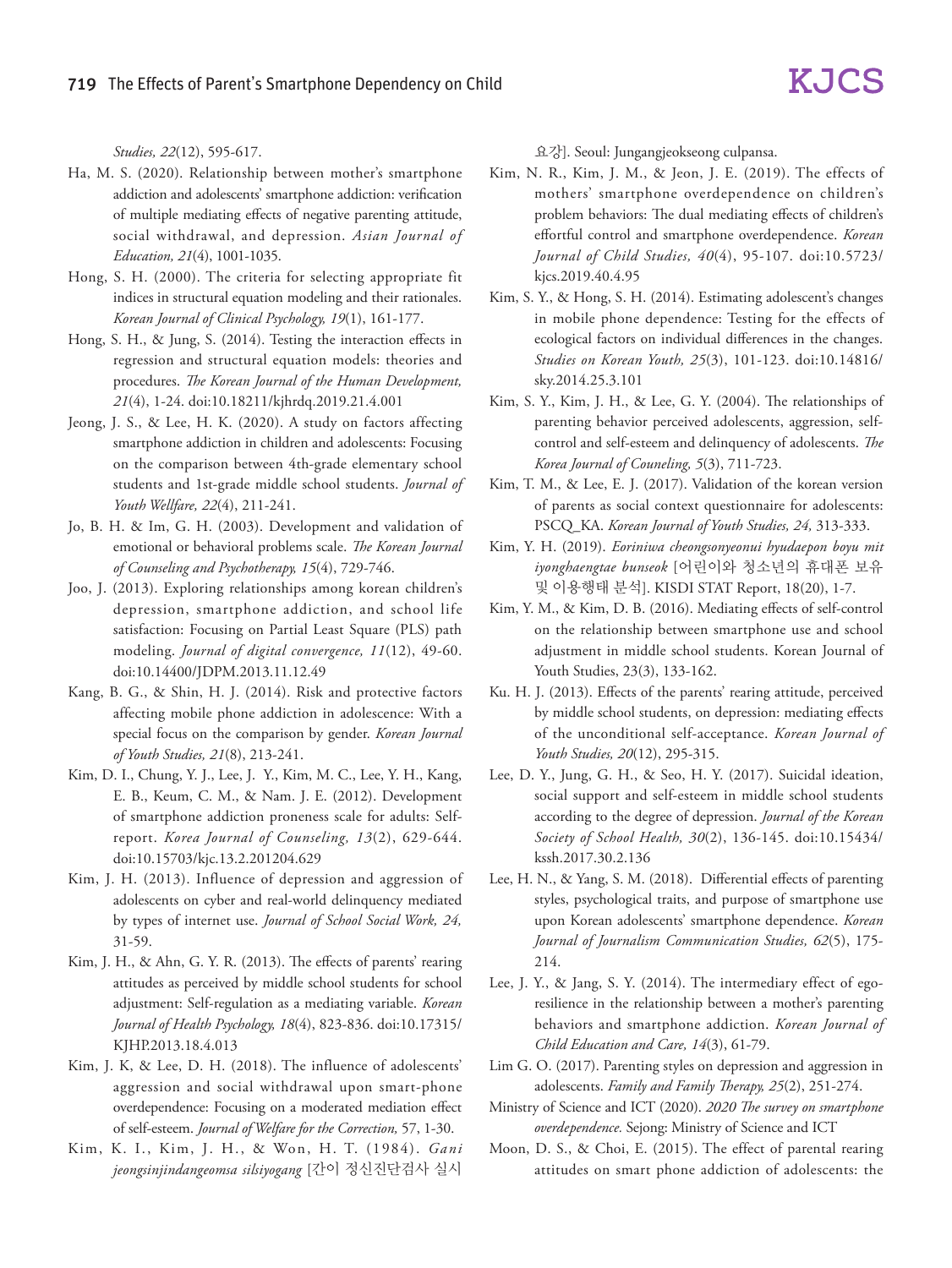*Studies, 22*(12), 595-617.

Ha, M. S. (2020). Relationship between mother's smartphone addiction and adolescents' smartphone addiction: verification of multiple mediating effects of negative parenting attitude, social withdrawal, and depression. *Asian Journal of Education, 21*(4), 1001-1035.

Hong, S. H. (2000). The criteria for selecting appropriate fit indices in structural equation modeling and their rationales. *Korean Journal of Clinical Psychology, 19*(1), 161-177.

Hong, S. H., & Jung, S. (2014). Testing the interaction effects in regression and structural equation models: theories and procedures. *The Korean Journal of the Human Development, 21*(4), 1-24. doi:10.18211/kjhrdq.2019.21.4.001

Jeong, J. S., & Lee, H. K. (2020). A study on factors affecting smartphone addiction in children and adolescents: Focusing on the comparison between 4th-grade elementary school students and 1st-grade middle school students. *Journal of Youth Wellfare, 22*(4), 211-241.

Jo, B. H. & Im, G. H. (2003). Development and validation of emotional or behavioral problems scale. *The Korean Journal of Counseling and Psychotherapy, 15*(4), 729-746.

Joo, J. (2013). Exploring relationships among korean children's depression, smartphone addiction, and school life satisfaction: Focusing on Partial Least Square (PLS) path modeling. *Journal of digital convergence, 11*(12), 49-60. doi:10.14400/JDPM.2013.11.12.49

Kang, B. G., & Shin, H. J. (2014). Risk and protective factors affecting mobile phone addiction in adolescence: With a special focus on the comparison by gender. *Korean Journal of Youth Studies, 21*(8), 213-241.

Kim, D. I., Chung, Y. J., Lee, J. Y., Kim, M. C., Lee, Y. H., Kang, E. B., Keum, C. M., & Nam. J. E. (2012). Development of smartphone addiction proneness scale for adults: Self-report. *Korea Journal of Counseling, 13*(2), 629-644. doi:10.15703/kjc.13.2.201204.629

Kim, J. H. (2013). Influence of depression and aggression of adolescents on cyber and real-world delinquency mediated by types of internet use. *Journal of School Social Work, 24,* 31-59.

Kim, J. H., & Ahn, G. Y. R. (2013). The effects of parents' rearing attitudes as perceived by middle school students for school adjustment: Self-regulation as a mediating variable. *Korean Journal of Health Psychology, 18*(4), 823-836. doi:10.17315/KJHP.2013.18.4.013

Kim, J. K, & Lee, D. H. (2018). The influence of adolescents' aggression and social withdrawal upon smart-phone overdependence: Focusing on a moderated mediation effect of self-esteem. *Journal of Welfare for the Correction,* 57, 1-30.

Kim, K. I., Kim, J. H., & Won, H. T. (1984). *Gani jeongsinjindangeomsa silsiyogang* [간이 정신진단검사 실시요강]. Seoul: Jungangjeokseong culpansa.

Kim, N. R., Kim, J. M., & Jeon, J. E. (2019). The effects of mothers' smartphone overdependence on children's problem behaviors: The dual mediating effects of children's effortful control and smartphone overdependence. *Korean Journal of Child Studies, 40*(4), 95-107. doi:10.5723/kjcs.2019.40.4.95

Kim, S. Y., & Hong, S. H. (2014). Estimating adolescent's changes in mobile phone dependence: Testing for the effects of ecological factors on individual differences in the changes. *Studies on Korean Youth, 25*(3), 101-123. doi:10.14816/sky.2014.25.3.101

Kim, S. Y., Kim, J. H., & Lee, G. Y. (2004). The relationships of parenting behavior perceived adolescents, aggression, self-control and self-esteem and delinquency of adolescents. *The Korea Journal of Couneling, 5*(3), 711-723.

Kim, T. M., & Lee, E. J. (2017). Validation of the korean version of parents as social context questionnaire for adolescents: PSCQ_KA. *Korean Journal of Youth Studies, 24,* 313-333.

Kim, Y. H. (2019). *Eoriniwa cheongsonyeonui hyudaepon boyu mit iyonghaengtae bunseok* [어린이와 청소년의 휴대폰 보유 및 이용행태 분석]. KISDI STAT Report, 18(20), 1-7.

Kim, Y. M., & Kim, D. B. (2016). Mediating effects of self-control on the relationship between smartphone use and school adjustment in middle school students. Korean Journal of Youth Studies, 23(3), 133-162.

Ku. H. J. (2013). Effects of the parents' rearing attitude, perceived by middle school students, on depression: mediating effects of the unconditional self-acceptance. *Korean Journal of Youth Studies, 20*(12), 295-315.

Lee, D. Y., Jung, G. H., & Seo, H. Y. (2017). Suicidal ideation, social support and self-esteem in middle school students according to the degree of depression. *Journal of the Korean Society of School Health, 30*(2), 136-145. doi:10.15434/kssh.2017.30.2.136

Lee, H. N., & Yang, S. M. (2018). Differential effects of parenting styles, psychological traits, and purpose of smartphone use upon Korean adolescents' smartphone dependence. *Korean Journal of Journalism Communication Studies, 62*(5), 175-214.

Lee, J. Y., & Jang, S. Y. (2014). The intermediary effect of ego-resilience in the relationship between a mother's parenting behaviors and smartphone addiction. *Korean Journal of Child Education and Care, 14*(3), 61-79.

Lim G. O. (2017). Parenting styles on depression and aggression in adolescents. *Family and Family Therapy, 25*(2), 251-274.

Ministry of Science and ICT (2020). *2020 The survey on smartphone overdependence.* Sejong: Ministry of Science and ICT

Moon, D. S., & Choi, E. (2015). The effect of parental rearing attitudes on smart phone addiction of adolescents: the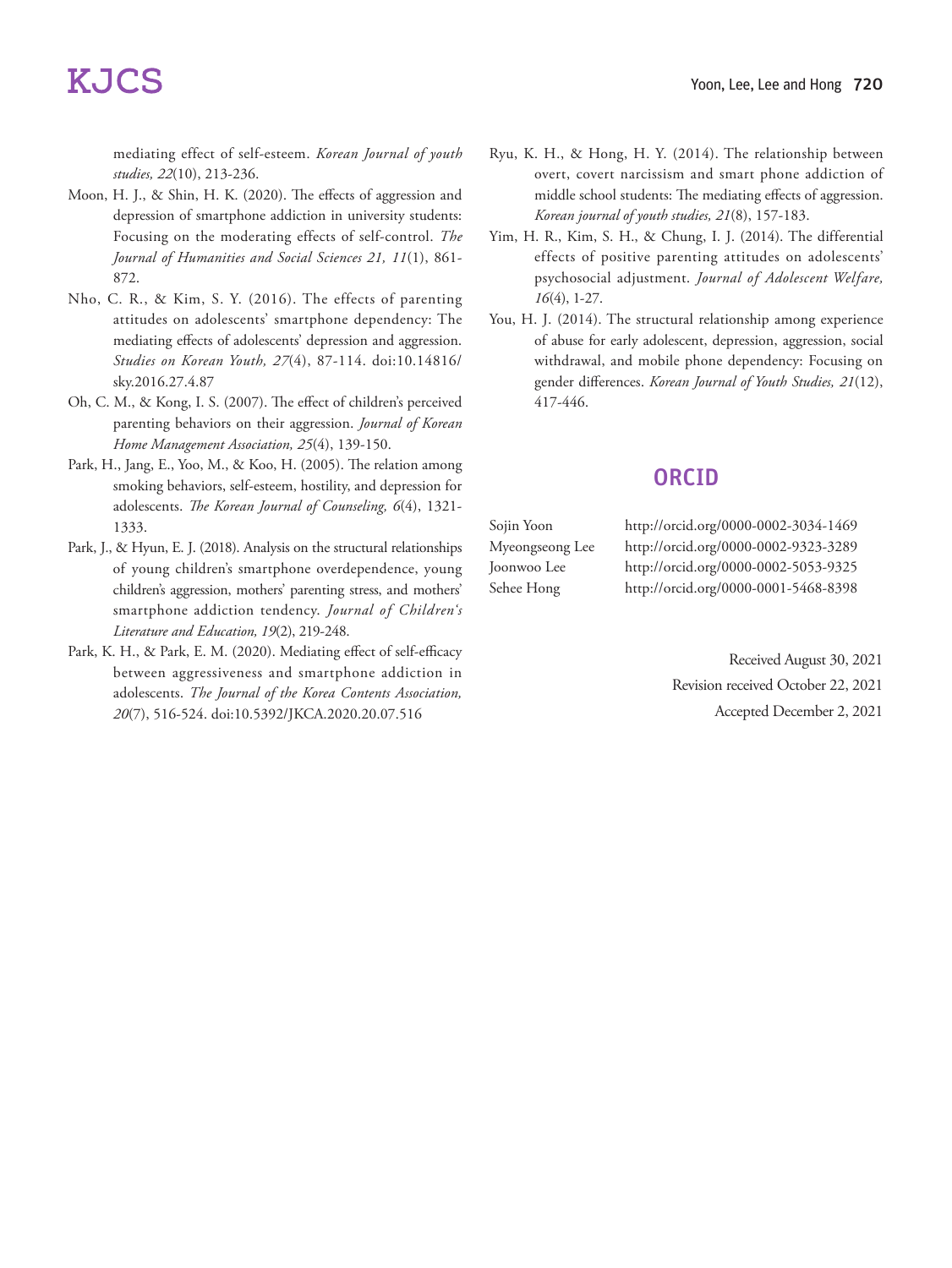mediating effect of self-esteem. *Korean Journal of youth studies, 22*(10), 213-236.

Moon, H. J., & Shin, H. K. (2020). The effects of aggression and depression of smartphone addiction in university students: Focusing on the moderating effects of self-control. *The Journal of Humanities and Social Sciences 21, 11*(1), 861-872.

Nho, C. R., & Kim, S. Y. (2016). The effects of parenting attitudes on adolescents' smartphone dependency: The mediating effects of adolescents' depression and aggression. *Studies on Korean Youth, 27*(4), 87-114. doi:10.14816/sky.2016.27.4.87

Oh, C. M., & Kong, I. S. (2007). The effect of children's perceived parenting behaviors on their aggression. *Journal of Korean Home Management Association, 25*(4), 139-150.

Park, H., Jang, E., Yoo, M., & Koo, H. (2005). The relation among smoking behaviors, self-esteem, hostility, and depression for adolescents. *The Korean Journal of Counseling, 6*(4), 1321-1333.

Park, J., & Hyun, E. J. (2018). Analysis on the structural relationships of young children's smartphone overdependence, young children's aggression, mothers' parenting stress, and mothers' smartphone addiction tendency. *Journal of Children's Literature and Education, 19*(2), 219-248.

Park, K. H., & Park, E. M. (2020). Mediating effect of self-efficacy between aggressiveness and smartphone addiction in adolescents. *The Journal of the Korea Contents Association, 20*(7), 516-524. doi:10.5392/JKCA.2020.20.07.516

Ryu, K. H., & Hong, H. Y. (2014). The relationship between overt, covert narcissism and smart phone addiction of middle school students: The mediating effects of aggression. *Korean journal of youth studies, 21*(8), 157-183.

Yim, H. R., Kim, S. H., & Chung, I. J. (2014). The differential effects of positive parenting attitudes on adolescents' psychosocial adjustment. *Journal of Adolescent Welfare, 16*(4), 1-27.

You, H. J. (2014). The structural relationship among experience of abuse for early adolescent, depression, aggression, social withdrawal, and mobile phone dependency: Focusing on gender differences. *Korean Journal of Youth Studies, 21*(12), 417-446.

## ORCID

| | |
|---|---|
| Sojin Yoon | http://orcid.org/0000-0002-3034-1469 |
| Myeongseong Lee | http://orcid.org/0000-0002-9323-3289 |
| Joonwoo Lee | http://orcid.org/0000-0002-5053-9325 |
| Sehee Hong | http://orcid.org/0000-0001-5468-8398 |

Received August 30, 2021
Revision received October 22, 2021
Accepted December 2, 2021